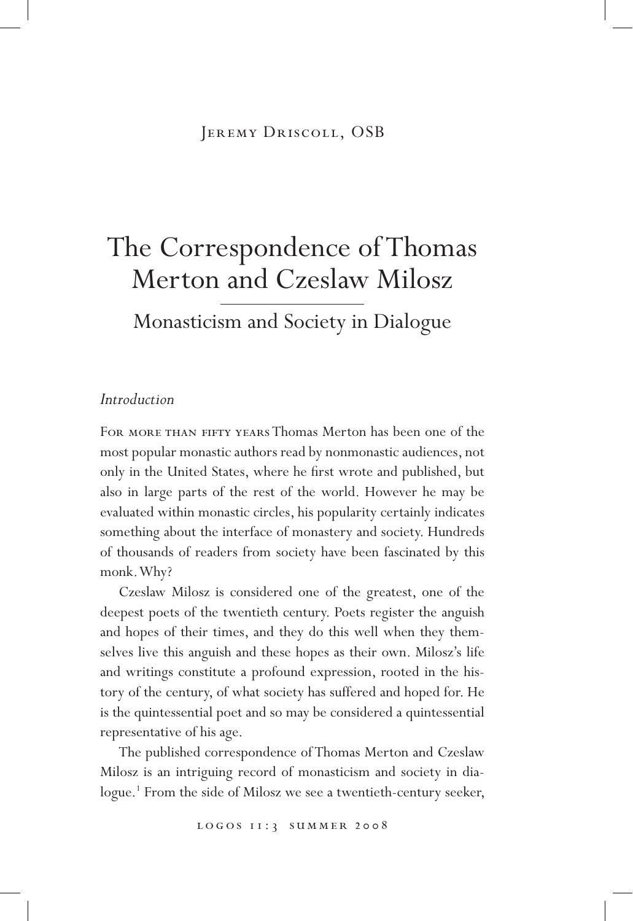Jeremy Driscoll, OSB

# The Correspondence of Thomas Merton and Czeslaw Milosz

## Monasticism and Society in Dialogue

### *Introduction*

For more than fifty years Thomas Merton has been one of the most popular monastic authors read by nonmonastic audiences, not only in the United States, where he first wrote and published, but also in large parts of the rest of the world. However he may be evaluated within monastic circles, his popularity certainly indicates something about the interface of monastery and society. Hundreds of thousands of readers from society have been fascinated by this monk. Why?

Czeslaw Milosz is considered one of the greatest, one of the deepest poets of the twentieth century. Poets register the anguish and hopes of their times, and they do this well when they themselves live this anguish and these hopes as their own. Milosz's life and writings constitute a profound expression, rooted in the history of the century, of what society has suffered and hoped for. He is the quintessential poet and so may be considered a quintessential representative of his age.

The published correspondence of Thomas Merton and Czeslaw Milosz is an intriguing record of monasticism and society in dialogue.[1] From the side of Milosz we see a twentieth-century seeker,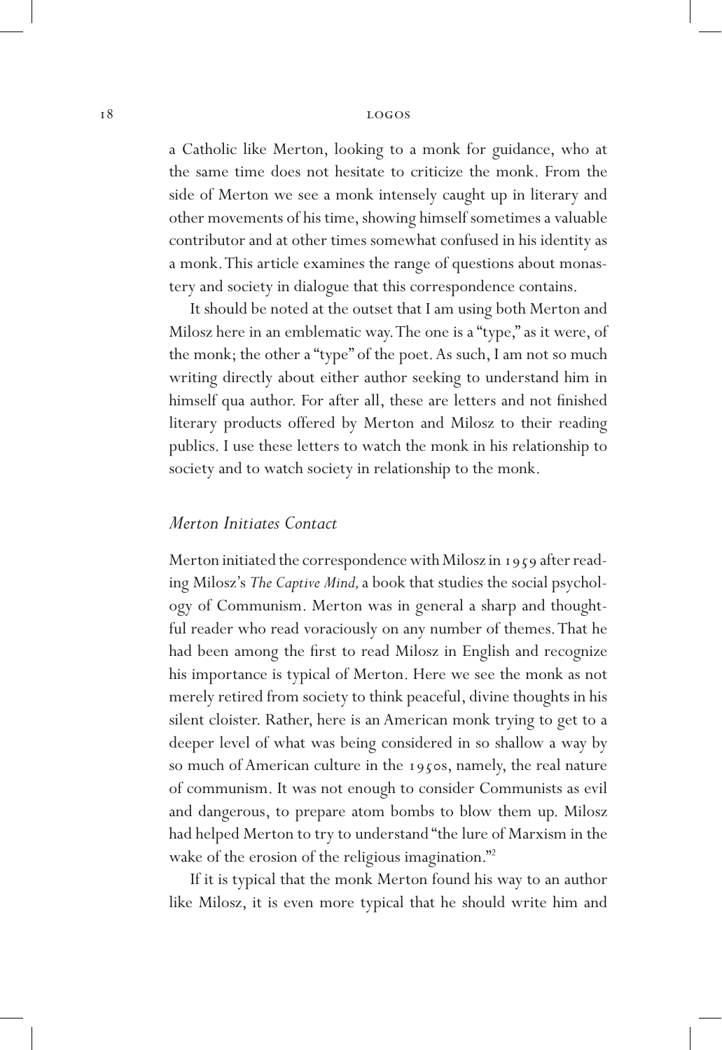a Catholic like Merton, looking to a monk for guidance, who at the same time does not hesitate to criticize the monk. From the side of Merton we see a monk intensely caught up in literary and other movements of his time, showing himself sometimes a valuable contributor and at other times somewhat confused in his identity as a monk. This article examines the range of questions about monastery and society in dialogue that this correspondence contains.

It should be noted at the outset that I am using both Merton and Milosz here in an emblematic way. The one is a "type," as it were, of the monk; the other a "type" of the poet. As such, I am not so much writing directly about either author seeking to understand him in himself qua author. For after all, these are letters and not finished literary products offered by Merton and Milosz to their reading publics. I use these letters to watch the monk in his relationship to society and to watch society in relationship to the monk.

## *Merton Initiates Contact*

Merton initiated the correspondence with Milosz in 1959 after reading Milosz's *The Captive Mind,* a book that studies the social psychology of Communism. Merton was in general a sharp and thoughtful reader who read voraciously on any number of themes. That he had been among the first to read Milosz in English and recognize his importance is typical of Merton. Here we see the monk as not merely retired from society to think peaceful, divine thoughts in his silent cloister. Rather, here is an American monk trying to get to a deeper level of what was being considered in so shallow a way by so much of American culture in the 1950s, namely, the real nature of communism. It was not enough to consider Communists as evil and dangerous, to prepare atom bombs to blow them up. Milosz had helped Merton to try to understand "the lure of Marxism in the wake of the erosion of the religious imagination."[2]

If it is typical that the monk Merton found his way to an author like Milosz, it is even more typical that he should write him and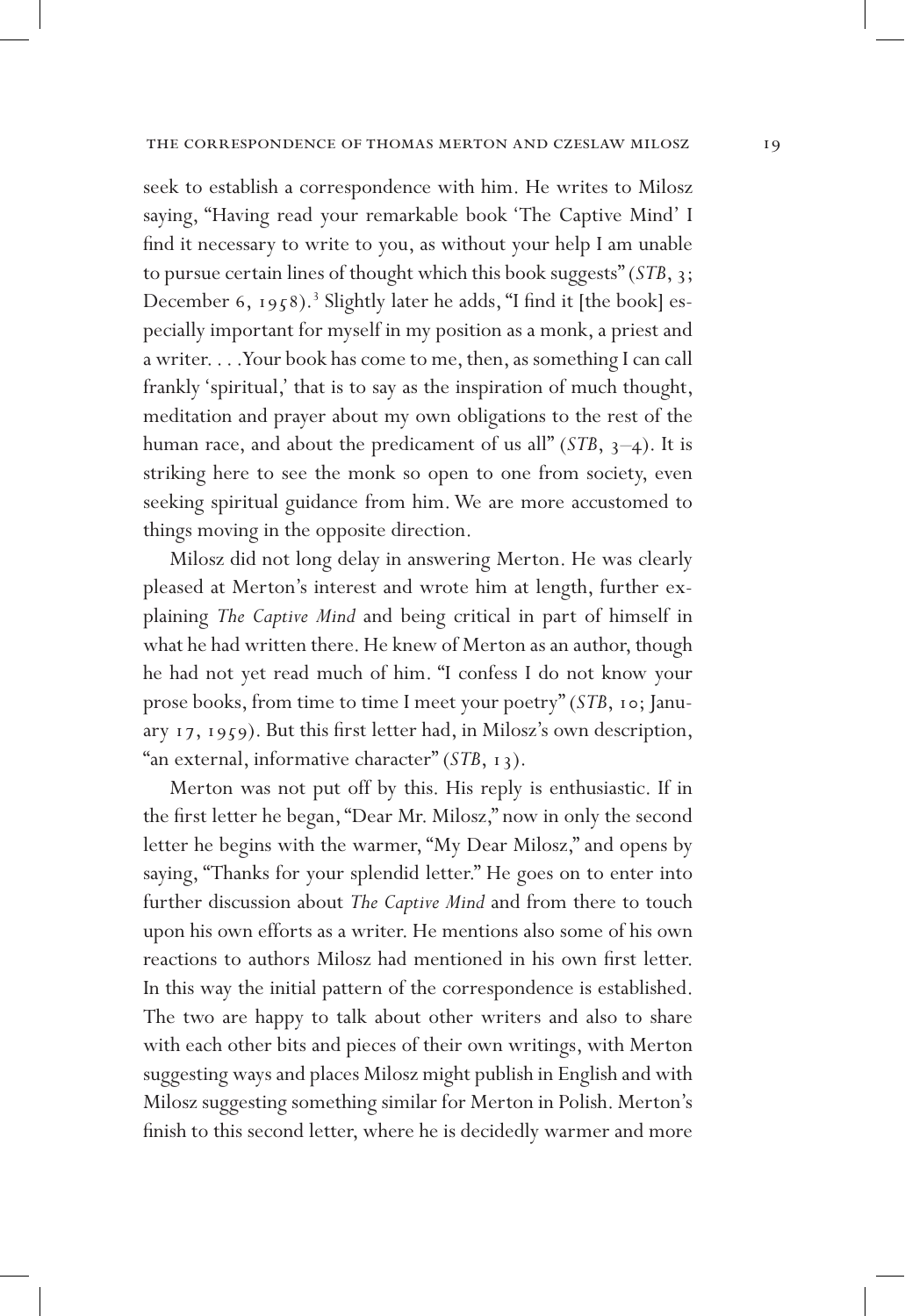seek to establish a correspondence with him. He writes to Milosz saying, "Having read your remarkable book 'The Captive Mind' I find it necessary to write to you, as without your help I am unable to pursue certain lines of thought which this book suggests" (*STB*, 3; December 6, 1958).[3] Slightly later he adds, "I find it [the book] especially important for myself in my position as a monk, a priest and a writer. . . . Your book has come to me, then, as something I can call frankly 'spiritual,' that is to say as the inspiration of much thought, meditation and prayer about my own obligations to the rest of the human race, and about the predicament of us all" (*STB*, 3–4). It is striking here to see the monk so open to one from society, even seeking spiritual guidance from him. We are more accustomed to things moving in the opposite direction.

Milosz did not long delay in answering Merton. He was clearly pleased at Merton's interest and wrote him at length, further explaining *The Captive Mind* and being critical in part of himself in what he had written there. He knew of Merton as an author, though he had not yet read much of him. "I confess I do not know your prose books, from time to time I meet your poetry" (*STB*, 10; January 17, 1959). But this first letter had, in Milosz's own description, "an external, informative character" (*STB*, 13).

Merton was not put off by this. His reply is enthusiastic. If in the first letter he began, "Dear Mr. Milosz," now in only the second letter he begins with the warmer, "My Dear Milosz," and opens by saying, "Thanks for your splendid letter." He goes on to enter into further discussion about *The Captive Mind* and from there to touch upon his own efforts as a writer. He mentions also some of his own reactions to authors Milosz had mentioned in his own first letter. In this way the initial pattern of the correspondence is established. The two are happy to talk about other writers and also to share with each other bits and pieces of their own writings, with Merton suggesting ways and places Milosz might publish in English and with Milosz suggesting something similar for Merton in Polish. Merton's finish to this second letter, where he is decidedly warmer and more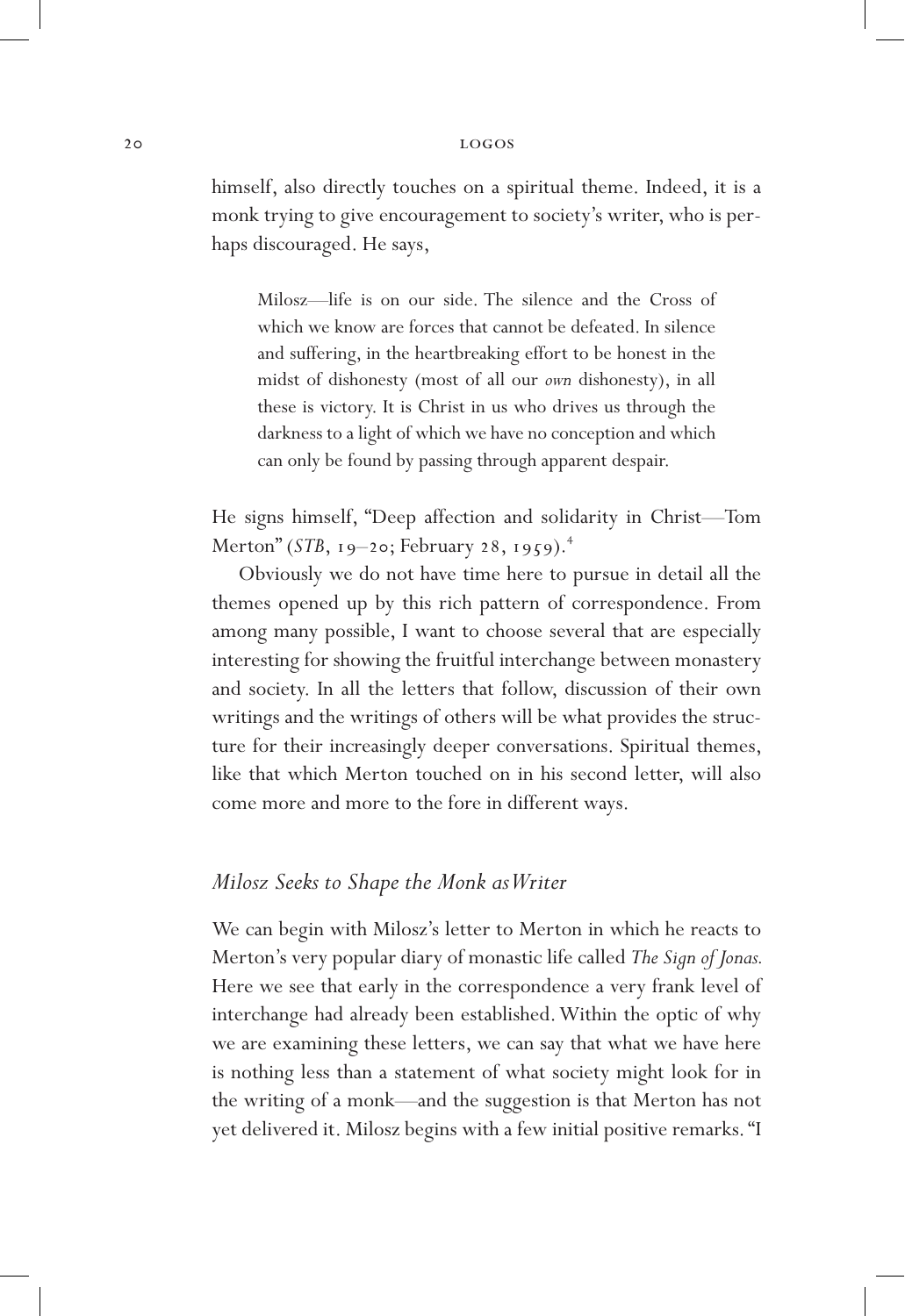himself, also directly touches on a spiritual theme. Indeed, it is a monk trying to give encouragement to society's writer, who is perhaps discouraged. He says,

> Milosz—life is on our side. The silence and the Cross of which we know are forces that cannot be defeated. In silence and suffering, in the heartbreaking effort to be honest in the midst of dishonesty (most of all our *own* dishonesty), in all these is victory. It is Christ in us who drives us through the darkness to a light of which we have no conception and which can only be found by passing through apparent despair.

He signs himself, "Deep affection and solidarity in Christ—Tom Merton" (*STB*, 19–20; February 28, 1959).[4]

Obviously we do not have time here to pursue in detail all the themes opened up by this rich pattern of correspondence. From among many possible, I want to choose several that are especially interesting for showing the fruitful interchange between monastery and society. In all the letters that follow, discussion of their own writings and the writings of others will be what provides the structure for their increasingly deeper conversations. Spiritual themes, like that which Merton touched on in his second letter, will also come more and more to the fore in different ways.

## *Milosz Seeks to Shape the Monk as Writer*

We can begin with Milosz's letter to Merton in which he reacts to Merton's very popular diary of monastic life called *The Sign of Jonas.* Here we see that early in the correspondence a very frank level of interchange had already been established. Within the optic of why we are examining these letters, we can say that what we have here is nothing less than a statement of what society might look for in the writing of a monk—and the suggestion is that Merton has not yet delivered it. Milosz begins with a few initial positive remarks. "I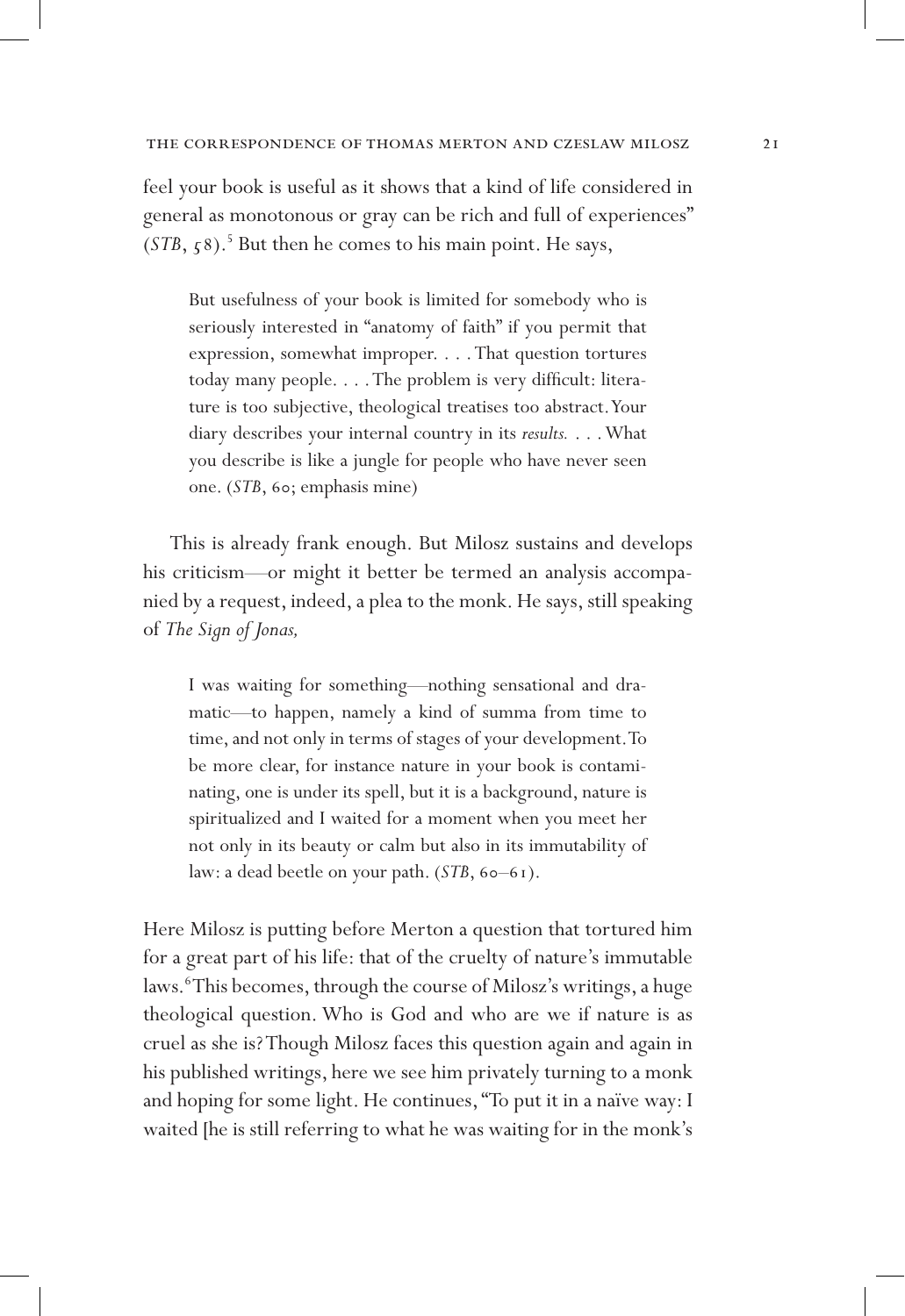feel your book is useful as it shows that a kind of life considered in general as monotonous or gray can be rich and full of experiences" (*STB*, 58).[5] But then he comes to his main point. He says,

> But usefulness of your book is limited for somebody who is seriously interested in "anatomy of faith" if you permit that expression, somewhat improper. . . . That question tortures today many people. . . . The problem is very difficult: literature is too subjective, theological treatises too abstract. Your diary describes your internal country in its *results*. . . . What you describe is like a jungle for people who have never seen one. (*STB*, 60; emphasis mine)

This is already frank enough. But Milosz sustains and develops his criticism—or might it better be termed an analysis accompanied by a request, indeed, a plea to the monk. He says, still speaking of *The Sign of Jonas,*

> I was waiting for something—nothing sensational and dramatic—to happen, namely a kind of summa from time to time, and not only in terms of stages of your development. To be more clear, for instance nature in your book is contaminating, one is under its spell, but it is a background, nature is spiritualized and I waited for a moment when you meet her not only in its beauty or calm but also in its immutability of law: a dead beetle on your path. (*STB*, 60–61).

Here Milosz is putting before Merton a question that tortured him for a great part of his life: that of the cruelty of nature's immutable laws.[6] This becomes, through the course of Milosz's writings, a huge theological question. Who is God and who are we if nature is as cruel as she is? Though Milosz faces this question again and again in his published writings, here we see him privately turning to a monk and hoping for some light. He continues, "To put it in a naïve way: I waited [he is still referring to what he was waiting for in the monk's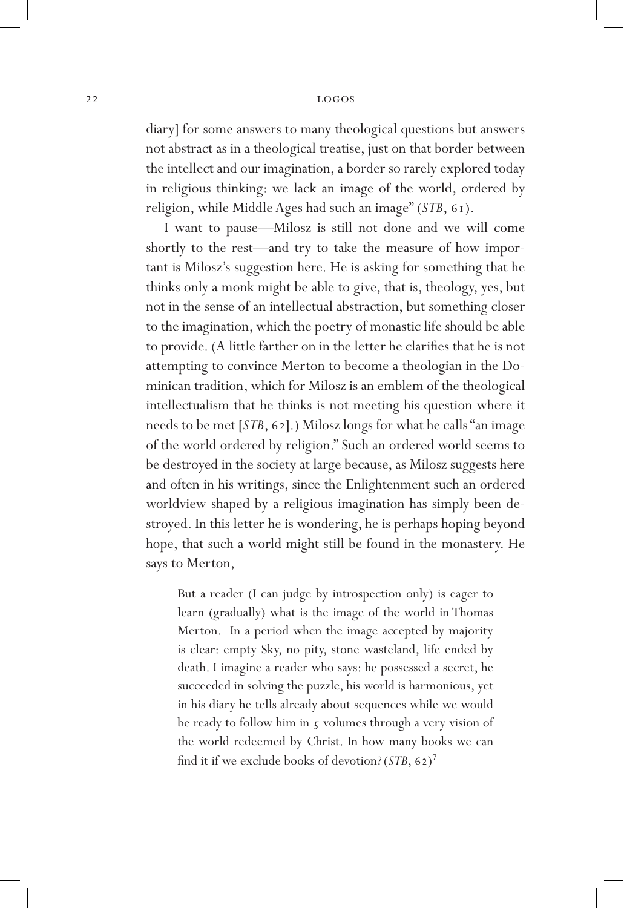diary] for some answers to many theological questions but answers not abstract as in a theological treatise, just on that border between the intellect and our imagination, a border so rarely explored today in religious thinking: we lack an image of the world, ordered by religion, while Middle Ages had such an image" (*STB*, 61).

I want to pause—Milosz is still not done and we will come shortly to the rest—and try to take the measure of how important is Milosz's suggestion here. He is asking for something that he thinks only a monk might be able to give, that is, theology, yes, but not in the sense of an intellectual abstraction, but something closer to the imagination, which the poetry of monastic life should be able to provide. (A little farther on in the letter he clarifies that he is not attempting to convince Merton to become a theologian in the Dominican tradition, which for Milosz is an emblem of the theological intellectualism that he thinks is not meeting his question where it needs to be met [*STB*, 62].) Milosz longs for what he calls "an image of the world ordered by religion." Such an ordered world seems to be destroyed in the society at large because, as Milosz suggests here and often in his writings, since the Enlightenment such an ordered worldview shaped by a religious imagination has simply been destroyed. In this letter he is wondering, he is perhaps hoping beyond hope, that such a world might still be found in the monastery. He says to Merton,

> But a reader (I can judge by introspection only) is eager to learn (gradually) what is the image of the world in Thomas Merton. In a period when the image accepted by majority is clear: empty Sky, no pity, stone wasteland, life ended by death. I imagine a reader who says: he possessed a secret, he succeeded in solving the puzzle, his world is harmonious, yet in his diary he tells already about sequences while we would be ready to follow him in 5 volumes through a very vision of the world redeemed by Christ. In how many books we can find it if we exclude books of devotion? (*STB*, 62)[7]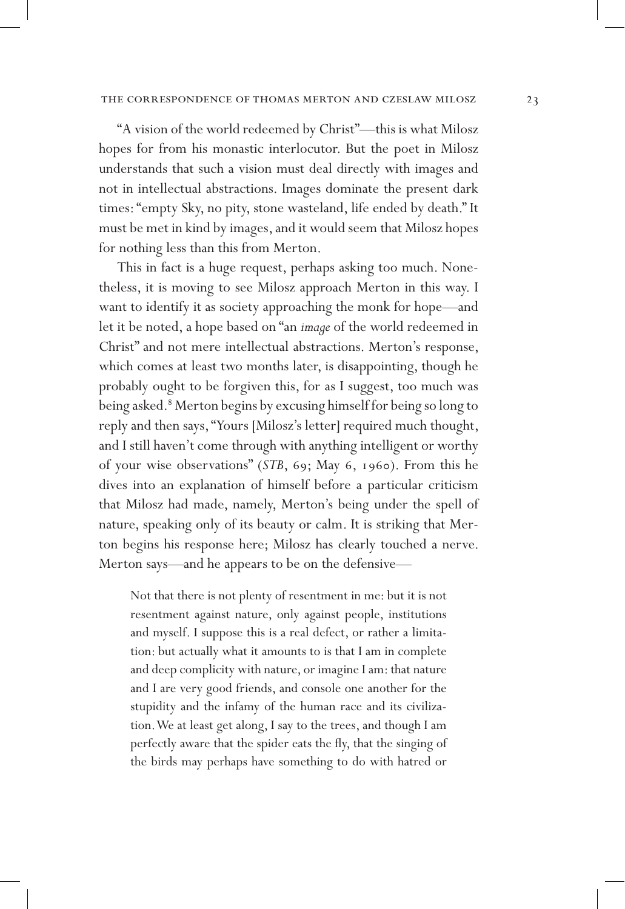"A vision of the world redeemed by Christ"—this is what Milosz hopes for from his monastic interlocutor. But the poet in Milosz understands that such a vision must deal directly with images and not in intellectual abstractions. Images dominate the present dark times: "empty Sky, no pity, stone wasteland, life ended by death." It must be met in kind by images, and it would seem that Milosz hopes for nothing less than this from Merton.

This in fact is a huge request, perhaps asking too much. Nonetheless, it is moving to see Milosz approach Merton in this way. I want to identify it as society approaching the monk for hope—and let it be noted, a hope based on "an *image* of the world redeemed in Christ" and not mere intellectual abstractions. Merton's response, which comes at least two months later, is disappointing, though he probably ought to be forgiven this, for as I suggest, too much was being asked.[8] Merton begins by excusing himself for being so long to reply and then says, "Yours [Milosz's letter] required much thought, and I still haven't come through with anything intelligent or worthy of your wise observations" (*STB*, 69; May 6, 1960). From this he dives into an explanation of himself before a particular criticism that Milosz had made, namely, Merton's being under the spell of nature, speaking only of its beauty or calm. It is striking that Merton begins his response here; Milosz has clearly touched a nerve. Merton says—and he appears to be on the defensive—

> Not that there is not plenty of resentment in me: but it is not resentment against nature, only against people, institutions and myself. I suppose this is a real defect, or rather a limitation: but actually what it amounts to is that I am in complete and deep complicity with nature, or imagine I am: that nature and I are very good friends, and console one another for the stupidity and the infamy of the human race and its civilization. We at least get along, I say to the trees, and though I am perfectly aware that the spider eats the fly, that the singing of the birds may perhaps have something to do with hatred or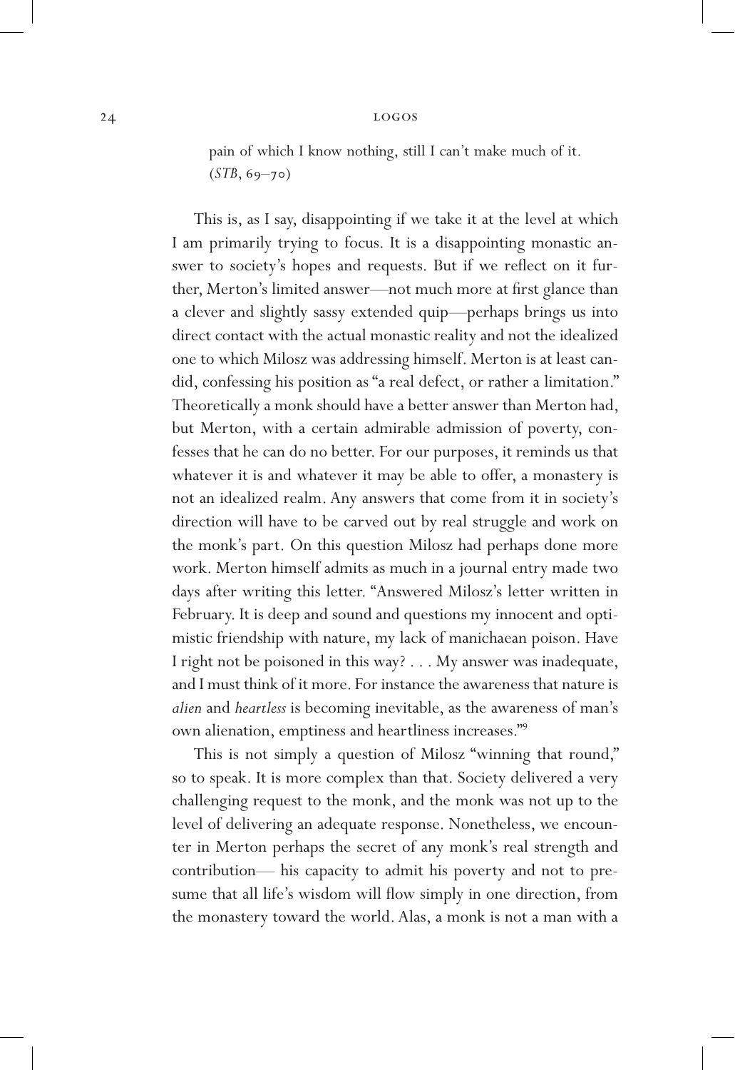> pain of which I know nothing, still I can't make much of it. (*STB*, 69–70)

This is, as I say, disappointing if we take it at the level at which I am primarily trying to focus. It is a disappointing monastic answer to society's hopes and requests. But if we reflect on it further, Merton's limited answer—not much more at first glance than a clever and slightly sassy extended quip—perhaps brings us into direct contact with the actual monastic reality and not the idealized one to which Milosz was addressing himself. Merton is at least candid, confessing his position as "a real defect, or rather a limitation." Theoretically a monk should have a better answer than Merton had, but Merton, with a certain admirable admission of poverty, confesses that he can do no better. For our purposes, it reminds us that whatever it is and whatever it may be able to offer, a monastery is not an idealized realm. Any answers that come from it in society's direction will have to be carved out by real struggle and work on the monk's part. On this question Milosz had perhaps done more work. Merton himself admits as much in a journal entry made two days after writing this letter. "Answered Milosz's letter written in February. It is deep and sound and questions my innocent and optimistic friendship with nature, my lack of manichaean poison. Have I right not be poisoned in this way? . . . My answer was inadequate, and I must think of it more. For instance the awareness that nature is *alien* and *heartless* is becoming inevitable, as the awareness of man's own alienation, emptiness and heartliness increases."[9]

This is not simply a question of Milosz "winning that round," so to speak. It is more complex than that. Society delivered a very challenging request to the monk, and the monk was not up to the level of delivering an adequate response. Nonetheless, we encounter in Merton perhaps the secret of any monk's real strength and contribution— his capacity to admit his poverty and not to presume that all life's wisdom will flow simply in one direction, from the monastery toward the world. Alas, a monk is not a man with a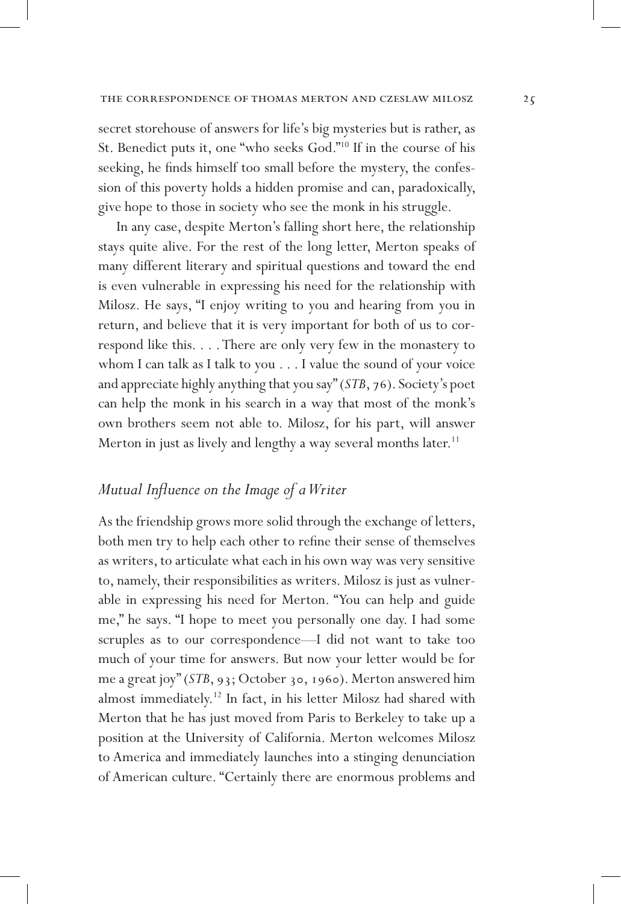secret storehouse of answers for life's big mysteries but is rather, as St. Benedict puts it, one "who seeks God."[10] If in the course of his seeking, he finds himself too small before the mystery, the confession of this poverty holds a hidden promise and can, paradoxically, give hope to those in society who see the monk in his struggle.

In any case, despite Merton's falling short here, the relationship stays quite alive. For the rest of the long letter, Merton speaks of many different literary and spiritual questions and toward the end is even vulnerable in expressing his need for the relationship with Milosz. He says, "I enjoy writing to you and hearing from you in return, and believe that it is very important for both of us to correspond like this. . . . There are only very few in the monastery to whom I can talk as I talk to you . . . I value the sound of your voice and appreciate highly anything that you say" (*STB*, 76). Society's poet can help the monk in his search in a way that most of the monk's own brothers seem not able to. Milosz, for his part, will answer Merton in just as lively and lengthy a way several months later.[11]

## *Mutual Influence on the Image of a Writer*

As the friendship grows more solid through the exchange of letters, both men try to help each other to refine their sense of themselves as writers, to articulate what each in his own way was very sensitive to, namely, their responsibilities as writers. Milosz is just as vulnerable in expressing his need for Merton. "You can help and guide me," he says. "I hope to meet you personally one day. I had some scruples as to our correspondence—I did not want to take too much of your time for answers. But now your letter would be for me a great joy" (*STB*, 93; October 30, 1960). Merton answered him almost immediately.[12] In fact, in his letter Milosz had shared with Merton that he has just moved from Paris to Berkeley to take up a position at the University of California. Merton welcomes Milosz to America and immediately launches into a stinging denunciation of American culture. "Certainly there are enormous problems and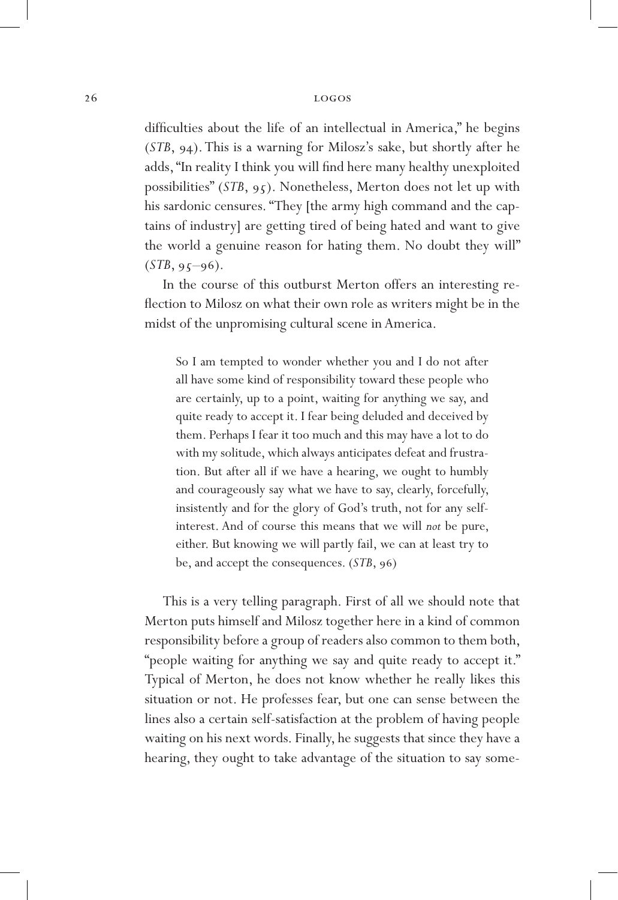difficulties about the life of an intellectual in America," he begins (*STB*, 94). This is a warning for Milosz's sake, but shortly after he adds, "In reality I think you will find here many healthy unexploited possibilities" (*STB*, 95). Nonetheless, Merton does not let up with his sardonic censures. "They [the army high command and the captains of industry] are getting tired of being hated and want to give the world a genuine reason for hating them. No doubt they will" (*STB*, 95–96).

In the course of this outburst Merton offers an interesting reflection to Milosz on what their own role as writers might be in the midst of the unpromising cultural scene in America.

> So I am tempted to wonder whether you and I do not after all have some kind of responsibility toward these people who are certainly, up to a point, waiting for anything we say, and quite ready to accept it. I fear being deluded and deceived by them. Perhaps I fear it too much and this may have a lot to do with my solitude, which always anticipates defeat and frustration. But after all if we have a hearing, we ought to humbly and courageously say what we have to say, clearly, forcefully, insistently and for the glory of God's truth, not for any self-interest. And of course this means that we will *not* be pure, either. But knowing we will partly fail, we can at least try to be, and accept the consequences. (*STB*, 96)

This is a very telling paragraph. First of all we should note that Merton puts himself and Milosz together here in a kind of common responsibility before a group of readers also common to them both, "people waiting for anything we say and quite ready to accept it." Typical of Merton, he does not know whether he really likes this situation or not. He professes fear, but one can sense between the lines also a certain self-satisfaction at the problem of having people waiting on his next words. Finally, he suggests that since they have a hearing, they ought to take advantage of the situation to say some-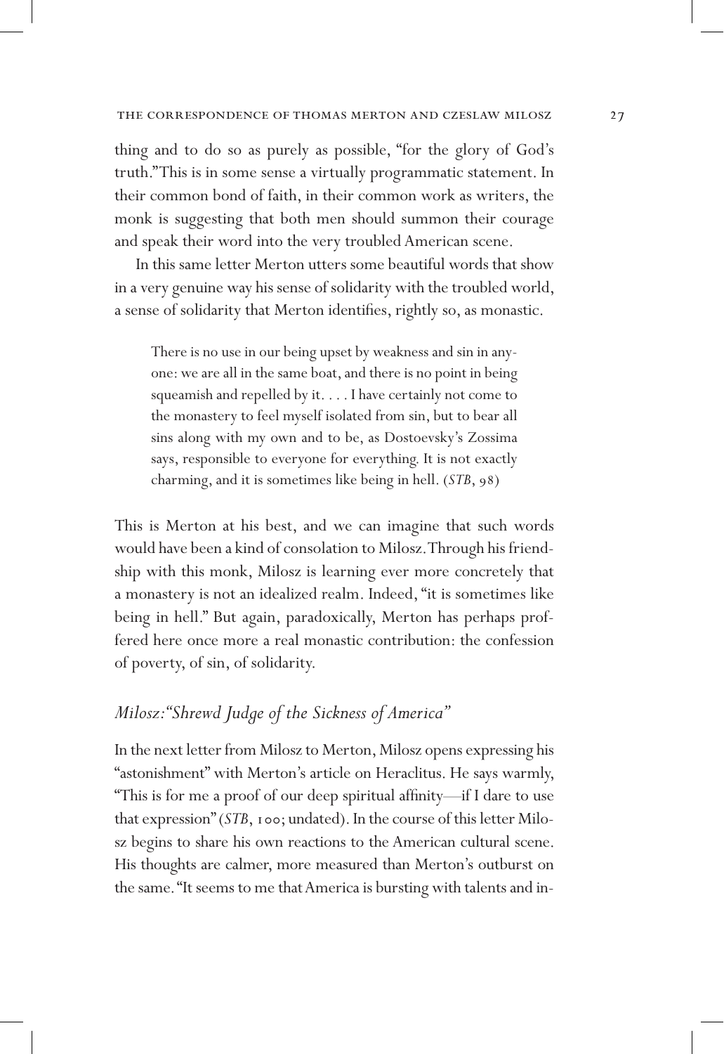thing and to do so as purely as possible, "for the glory of God's truth." This is in some sense a virtually programmatic statement. In their common bond of faith, in their common work as writers, the monk is suggesting that both men should summon their courage and speak their word into the very troubled American scene.

In this same letter Merton utters some beautiful words that show in a very genuine way his sense of solidarity with the troubled world, a sense of solidarity that Merton identifies, rightly so, as monastic.

> There is no use in our being upset by weakness and sin in anyone: we are all in the same boat, and there is no point in being squeamish and repelled by it. . . . I have certainly not come to the monastery to feel myself isolated from sin, but to bear all sins along with my own and to be, as Dostoevsky's Zossima says, responsible to everyone for everything. It is not exactly charming, and it is sometimes like being in hell. (*STB*, 98)

This is Merton at his best, and we can imagine that such words would have been a kind of consolation to Milosz. Through his friendship with this monk, Milosz is learning ever more concretely that a monastery is not an idealized realm. Indeed, "it is sometimes like being in hell." But again, paradoxically, Merton has perhaps proffered here once more a real monastic contribution: the confession of poverty, of sin, of solidarity.

## *Milosz: "Shrewd Judge of the Sickness of America"*

In the next letter from Milosz to Merton, Milosz opens expressing his "astonishment" with Merton's article on Heraclitus. He says warmly, "This is for me a proof of our deep spiritual affinity—if I dare to use that expression" (*STB*, 100; undated). In the course of this letter Milosz begins to share his own reactions to the American cultural scene. His thoughts are calmer, more measured than Merton's outburst on the same. "It seems to me that America is bursting with talents and in-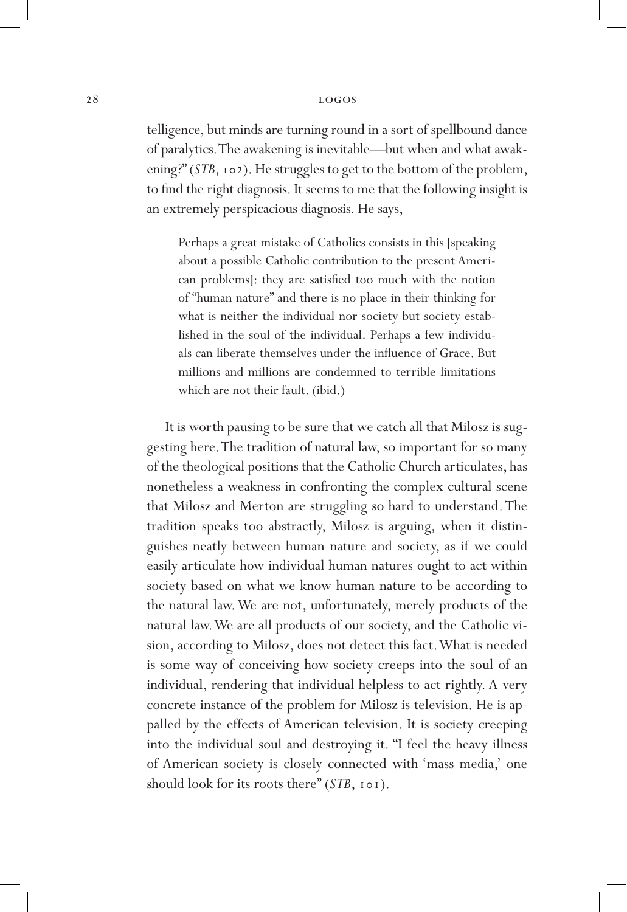telligence, but minds are turning round in a sort of spellbound dance of paralytics. The awakening is inevitable—but when and what awakening?" (*STB*, 102). He struggles to get to the bottom of the problem, to find the right diagnosis. It seems to me that the following insight is an extremely perspicacious diagnosis. He says,

> Perhaps a great mistake of Catholics consists in this [speaking about a possible Catholic contribution to the present American problems]: they are satisfied too much with the notion of "human nature" and there is no place in their thinking for what is neither the individual nor society but society established in the soul of the individual. Perhaps a few individuals can liberate themselves under the influence of Grace. But millions and millions are condemned to terrible limitations which are not their fault. (ibid.)

It is worth pausing to be sure that we catch all that Milosz is suggesting here. The tradition of natural law, so important for so many of the theological positions that the Catholic Church articulates, has nonetheless a weakness in confronting the complex cultural scene that Milosz and Merton are struggling so hard to understand. The tradition speaks too abstractly, Milosz is arguing, when it distinguishes neatly between human nature and society, as if we could easily articulate how individual human natures ought to act within society based on what we know human nature to be according to the natural law. We are not, unfortunately, merely products of the natural law. We are all products of our society, and the Catholic vision, according to Milosz, does not detect this fact. What is needed is some way of conceiving how society creeps into the soul of an individual, rendering that individual helpless to act rightly. A very concrete instance of the problem for Milosz is television. He is appalled by the effects of American television. It is society creeping into the individual soul and destroying it. "I feel the heavy illness of American society is closely connected with 'mass media,' one should look for its roots there" (*STB*, 101).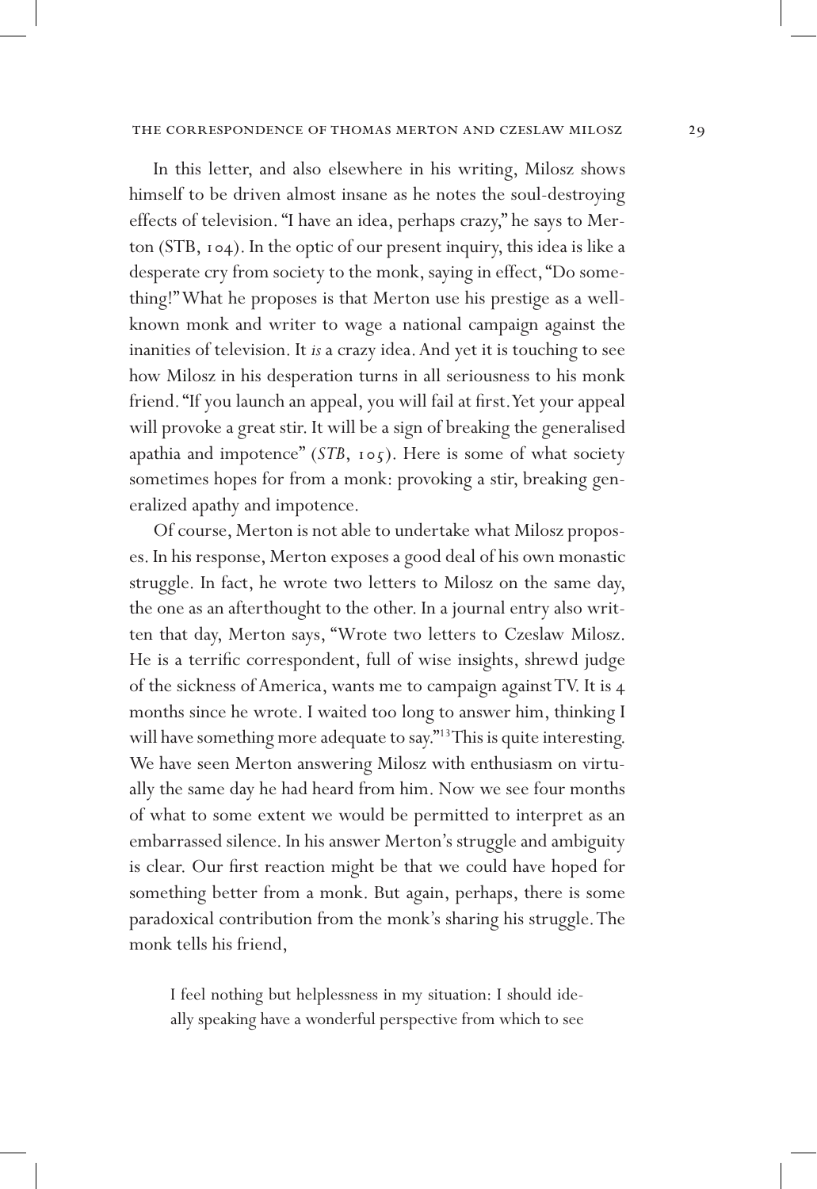In this letter, and also elsewhere in his writing, Milosz shows himself to be driven almost insane as he notes the soul-destroying effects of television. "I have an idea, perhaps crazy," he says to Merton (STB, 104). In the optic of our present inquiry, this idea is like a desperate cry from society to the monk, saying in effect, "Do something!" What he proposes is that Merton use his prestige as a well-known monk and writer to wage a national campaign against the inanities of television. It *is* a crazy idea. And yet it is touching to see how Milosz in his desperation turns in all seriousness to his monk friend. "If you launch an appeal, you will fail at first. Yet your appeal will provoke a great stir. It will be a sign of breaking the generalised apathia and impotence" (*STB*, 105). Here is some of what society sometimes hopes for from a monk: provoking a stir, breaking generalized apathy and impotence.

Of course, Merton is not able to undertake what Milosz proposes. In his response, Merton exposes a good deal of his own monastic struggle. In fact, he wrote two letters to Milosz on the same day, the one as an afterthought to the other. In a journal entry also written that day, Merton says, "Wrote two letters to Czeslaw Milosz. He is a terrific correspondent, full of wise insights, shrewd judge of the sickness of America, wants me to campaign against TV. It is 4 months since he wrote. I waited too long to answer him, thinking I will have something more adequate to say."[13] This is quite interesting. We have seen Merton answering Milosz with enthusiasm on virtually the same day he had heard from him. Now we see four months of what to some extent we would be permitted to interpret as an embarrassed silence. In his answer Merton's struggle and ambiguity is clear. Our first reaction might be that we could have hoped for something better from a monk. But again, perhaps, there is some paradoxical contribution from the monk's sharing his struggle. The monk tells his friend,

> I feel nothing but helplessness in my situation: I should ideally speaking have a wonderful perspective from which to see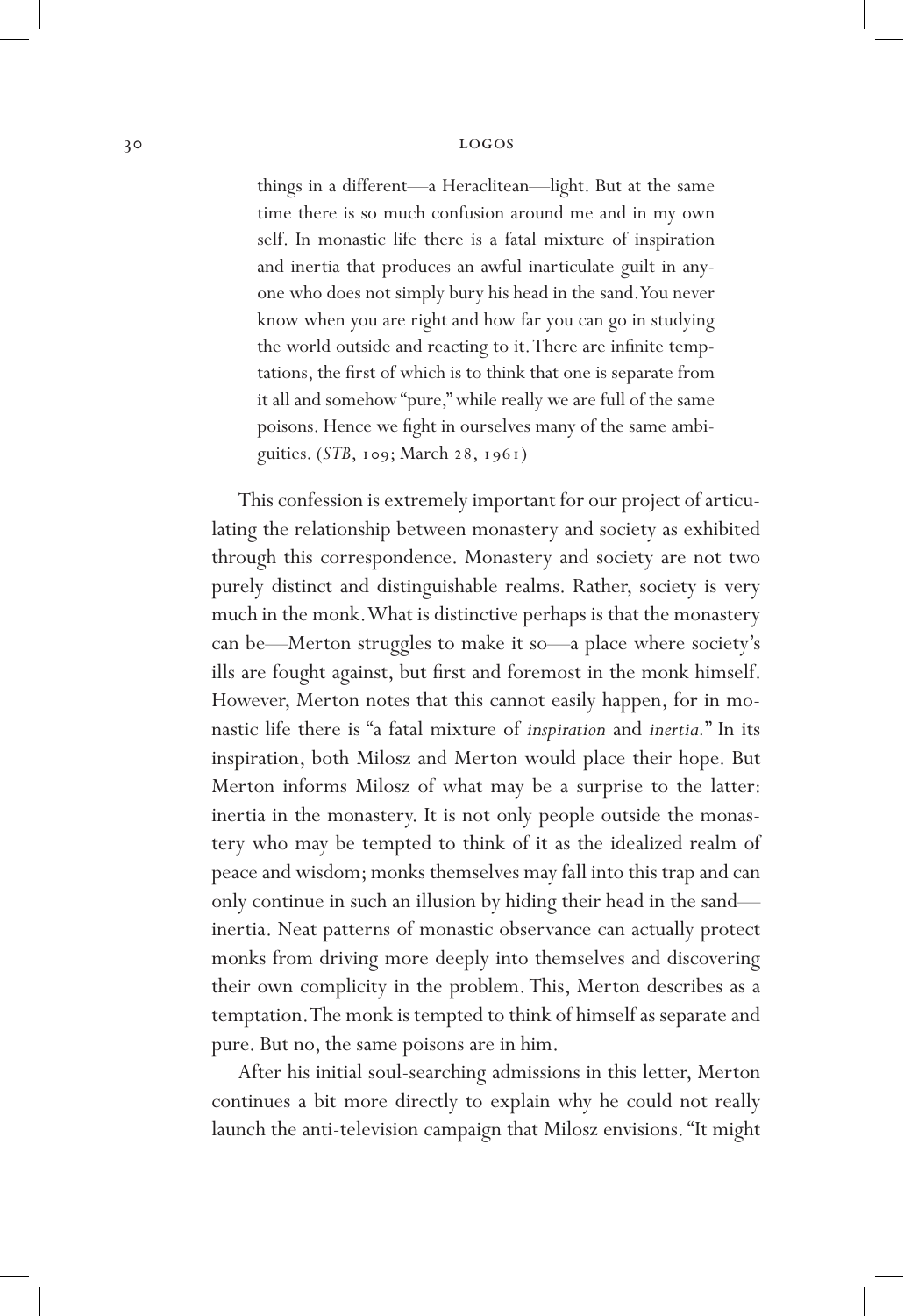> things in a different—a Heraclitean—light. But at the same time there is so much confusion around me and in my own self. In monastic life there is a fatal mixture of inspiration and inertia that produces an awful inarticulate guilt in anyone who does not simply bury his head in the sand. You never know when you are right and how far you can go in studying the world outside and reacting to it. There are infinite temptations, the first of which is to think that one is separate from it all and somehow "pure," while really we are full of the same poisons. Hence we fight in ourselves many of the same ambiguities. (*STB*, 109; March 28, 1961)

This confession is extremely important for our project of articulating the relationship between monastery and society as exhibited through this correspondence. Monastery and society are not two purely distinct and distinguishable realms. Rather, society is very much in the monk. What is distinctive perhaps is that the monastery can be—Merton struggles to make it so—a place where society's ills are fought against, but first and foremost in the monk himself. However, Merton notes that this cannot easily happen, for in monastic life there is "a fatal mixture of *inspiration* and *inertia*." In its inspiration, both Milosz and Merton would place their hope. But Merton informs Milosz of what may be a surprise to the latter: inertia in the monastery. It is not only people outside the monastery who may be tempted to think of it as the idealized realm of peace and wisdom; monks themselves may fall into this trap and can only continue in such an illusion by hiding their head in the sand—inertia. Neat patterns of monastic observance can actually protect monks from driving more deeply into themselves and discovering their own complicity in the problem. This, Merton describes as a temptation. The monk is tempted to think of himself as separate and pure. But no, the same poisons are in him.

After his initial soul-searching admissions in this letter, Merton continues a bit more directly to explain why he could not really launch the anti-television campaign that Milosz envisions. "It might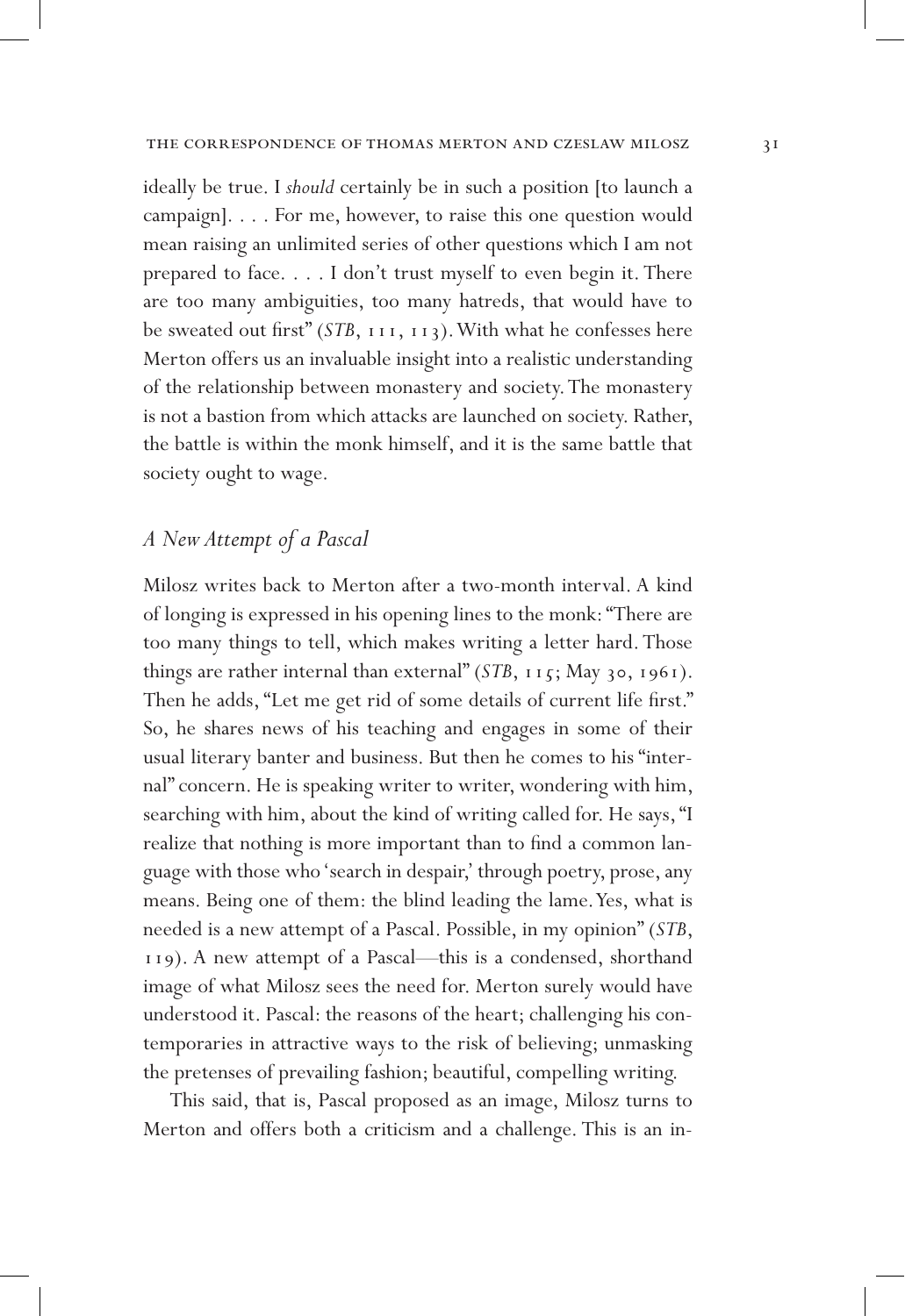ideally be true. I *should* certainly be in such a position [to launch a campaign]. . . . For me, however, to raise this one question would mean raising an unlimited series of other questions which I am not prepared to face. . . . I don't trust myself to even begin it. There are too many ambiguities, too many hatreds, that would have to be sweated out first" (*STB*, 111, 113). With what he confesses here Merton offers us an invaluable insight into a realistic understanding of the relationship between monastery and society. The monastery is not a bastion from which attacks are launched on society. Rather, the battle is within the monk himself, and it is the same battle that society ought to wage.

## *A New Attempt of a Pascal*

Milosz writes back to Merton after a two-month interval. A kind of longing is expressed in his opening lines to the monk: "There are too many things to tell, which makes writing a letter hard. Those things are rather internal than external" (*STB*, 115; May 30, 1961). Then he adds, "Let me get rid of some details of current life first." So, he shares news of his teaching and engages in some of their usual literary banter and business. But then he comes to his "internal" concern. He is speaking writer to writer, wondering with him, searching with him, about the kind of writing called for. He says, "I realize that nothing is more important than to find a common language with those who 'search in despair,' through poetry, prose, any means. Being one of them: the blind leading the lame. Yes, what is needed is a new attempt of a Pascal. Possible, in my opinion" (*STB*, 119). A new attempt of a Pascal—this is a condensed, shorthand image of what Milosz sees the need for. Merton surely would have understood it. Pascal: the reasons of the heart; challenging his contemporaries in attractive ways to the risk of believing; unmasking the pretenses of prevailing fashion; beautiful, compelling writing.

This said, that is, Pascal proposed as an image, Milosz turns to Merton and offers both a criticism and a challenge. This is an in-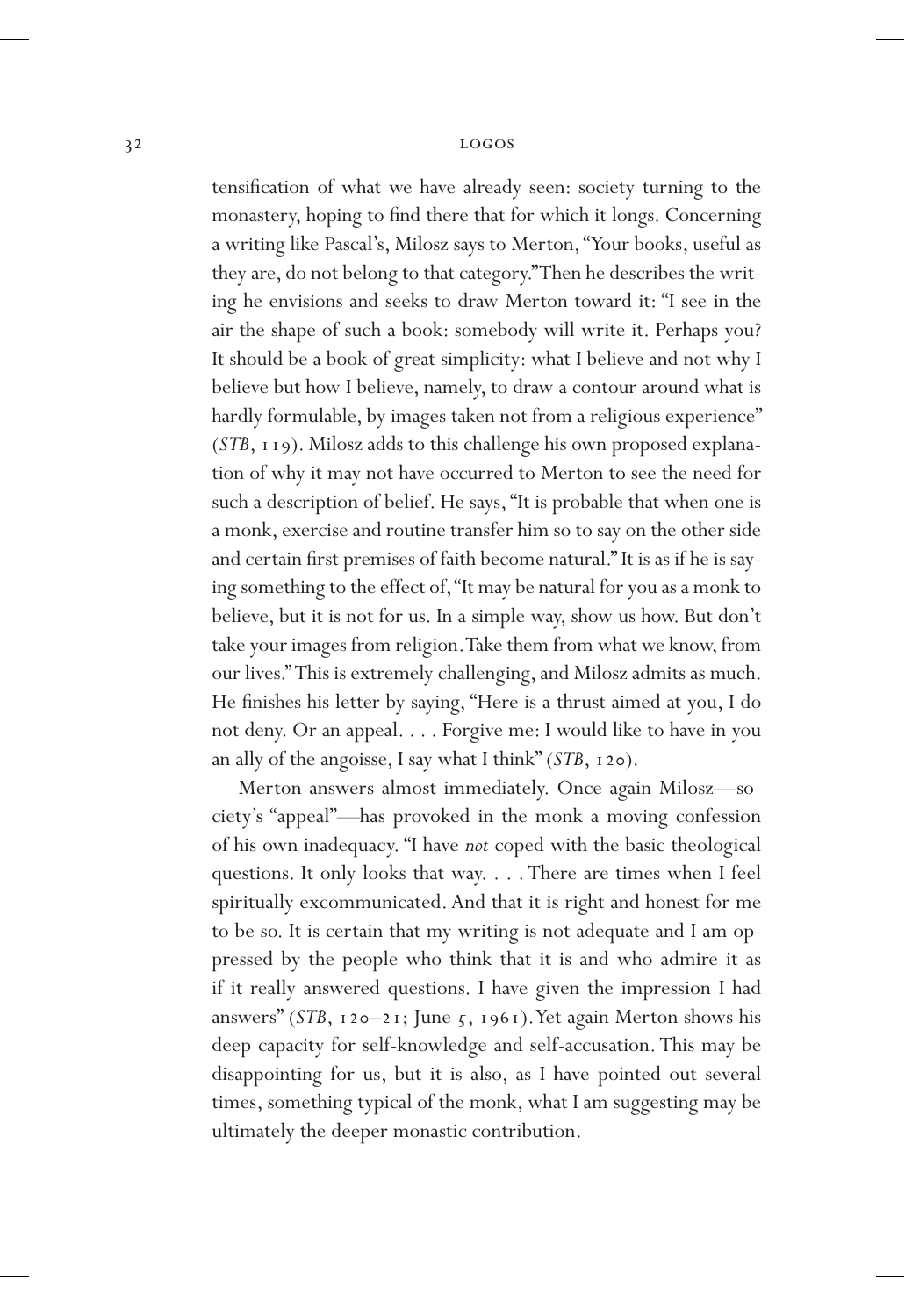tensification of what we have already seen: society turning to the monastery, hoping to find there that for which it longs. Concerning a writing like Pascal's, Milosz says to Merton, "Your books, useful as they are, do not belong to that category." Then he describes the writing he envisions and seeks to draw Merton toward it: "I see in the air the shape of such a book: somebody will write it. Perhaps you? It should be a book of great simplicity: what I believe and not why I believe but how I believe, namely, to draw a contour around what is hardly formulable, by images taken not from a religious experience" (*STB*, 119). Milosz adds to this challenge his own proposed explanation of why it may not have occurred to Merton to see the need for such a description of belief. He says, "It is probable that when one is a monk, exercise and routine transfer him so to say on the other side and certain first premises of faith become natural." It is as if he is saying something to the effect of, "It may be natural for you as a monk to believe, but it is not for us. In a simple way, show us how. But don't take your images from religion. Take them from what we know, from our lives." This is extremely challenging, and Milosz admits as much. He finishes his letter by saying, "Here is a thrust aimed at you, I do not deny. Or an appeal. . . . Forgive me: I would like to have in you an ally of the angoisse, I say what I think" (*STB*, 120).

Merton answers almost immediately. Once again Milosz—society's "appeal"—has provoked in the monk a moving confession of his own inadequacy. "I have *not* coped with the basic theological questions. It only looks that way. . . . There are times when I feel spiritually excommunicated. And that it is right and honest for me to be so. It is certain that my writing is not adequate and I am oppressed by the people who think that it is and who admire it as if it really answered questions. I have given the impression I had answers" (*STB*, 120–21; June 5, 1961). Yet again Merton shows his deep capacity for self-knowledge and self-accusation. This may be disappointing for us, but it is also, as I have pointed out several times, something typical of the monk, what I am suggesting may be ultimately the deeper monastic contribution.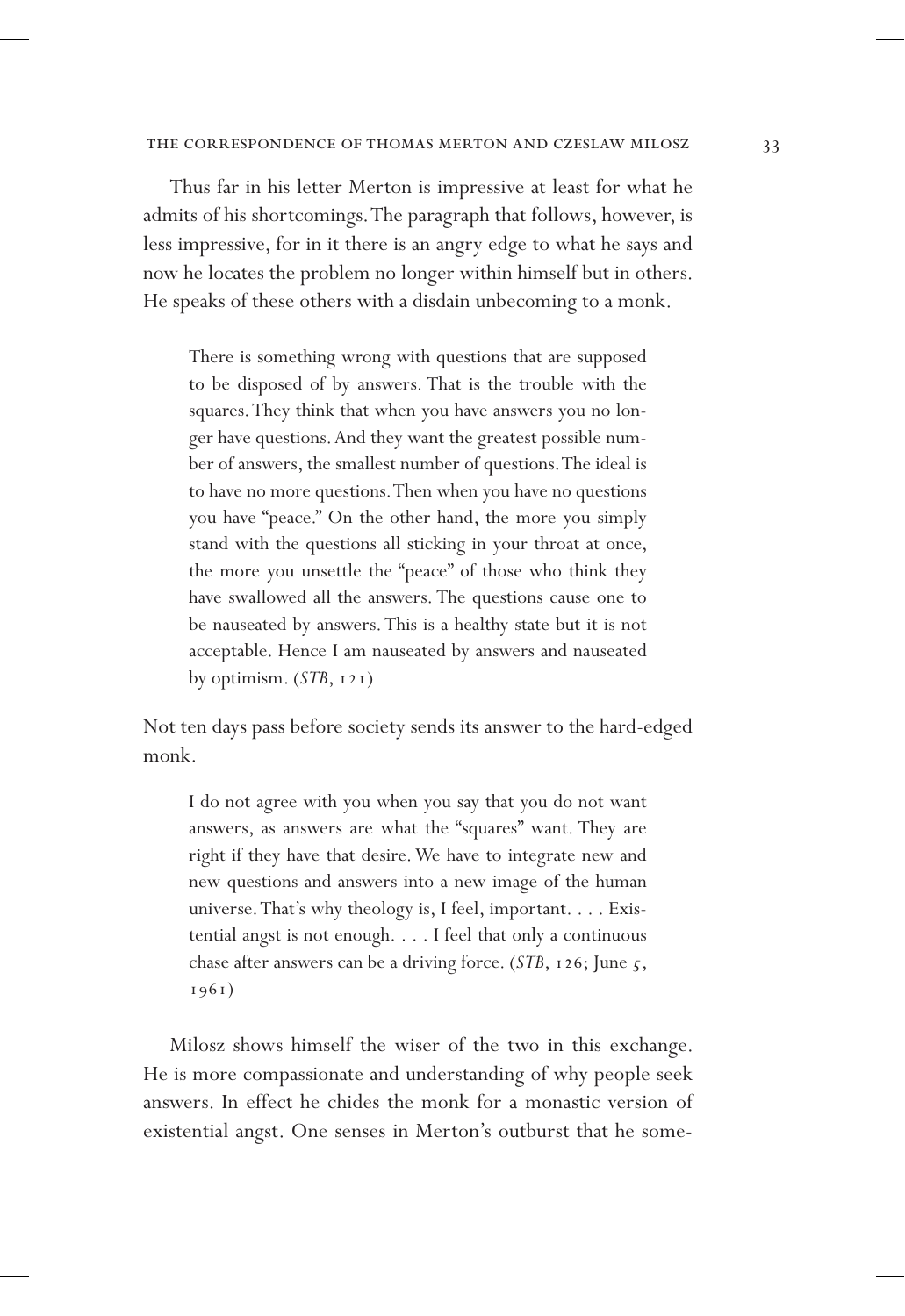Thus far in his letter Merton is impressive at least for what he admits of his shortcomings. The paragraph that follows, however, is less impressive, for in it there is an angry edge to what he says and now he locates the problem no longer within himself but in others. He speaks of these others with a disdain unbecoming to a monk.

> There is something wrong with questions that are supposed to be disposed of by answers. That is the trouble with the squares. They think that when you have answers you no longer have questions. And they want the greatest possible number of answers, the smallest number of questions. The ideal is to have no more questions. Then when you have no questions you have "peace." On the other hand, the more you simply stand with the questions all sticking in your throat at once, the more you unsettle the "peace" of those who think they have swallowed all the answers. The questions cause one to be nauseated by answers. This is a healthy state but it is not acceptable. Hence I am nauseated by answers and nauseated by optimism. (*STB*, 121)

Not ten days pass before society sends its answer to the hard-edged monk.

> I do not agree with you when you say that you do not want answers, as answers are what the "squares" want. They are right if they have that desire. We have to integrate new and new questions and answers into a new image of the human universe. That's why theology is, I feel, important. . . . Existential angst is not enough. . . . I feel that only a continuous chase after answers can be a driving force. (*STB*, 126; June 5, 1961)

Milosz shows himself the wiser of the two in this exchange. He is more compassionate and understanding of why people seek answers. In effect he chides the monk for a monastic version of existential angst. One senses in Merton's outburst that he some-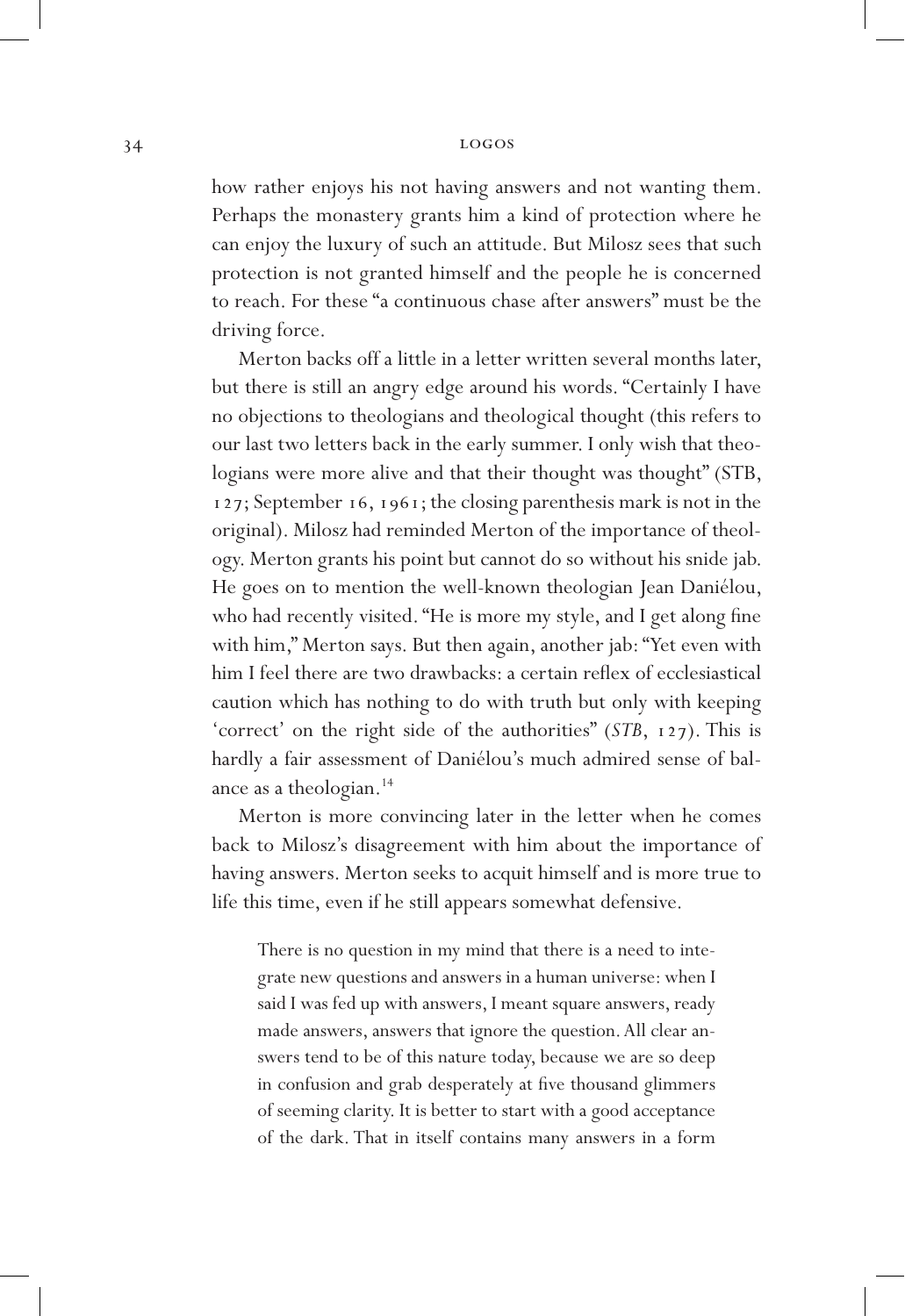how rather enjoys his not having answers and not wanting them. Perhaps the monastery grants him a kind of protection where he can enjoy the luxury of such an attitude. But Milosz sees that such protection is not granted himself and the people he is concerned to reach. For these "a continuous chase after answers" must be the driving force.

Merton backs off a little in a letter written several months later, but there is still an angry edge around his words. "Certainly I have no objections to theologians and theological thought (this refers to our last two letters back in the early summer. I only wish that theologians were more alive and that their thought was thought" (STB, 127; September 16, 1961; the closing parenthesis mark is not in the original). Milosz had reminded Merton of the importance of theology. Merton grants his point but cannot do so without his snide jab. He goes on to mention the well-known theologian Jean Daniélou, who had recently visited. "He is more my style, and I get along fine with him," Merton says. But then again, another jab: "Yet even with him I feel there are two drawbacks: a certain reflex of ecclesiastical caution which has nothing to do with truth but only with keeping 'correct' on the right side of the authorities" (*STB*, 127). This is hardly a fair assessment of Daniélou's much admired sense of balance as a theologian.[14]

Merton is more convincing later in the letter when he comes back to Milosz's disagreement with him about the importance of having answers. Merton seeks to acquit himself and is more true to life this time, even if he still appears somewhat defensive.

> There is no question in my mind that there is a need to integrate new questions and answers in a human universe: when I said I was fed up with answers, I meant square answers, ready made answers, answers that ignore the question. All clear answers tend to be of this nature today, because we are so deep in confusion and grab desperately at five thousand glimmers of seeming clarity. It is better to start with a good acceptance of the dark. That in itself contains many answers in a form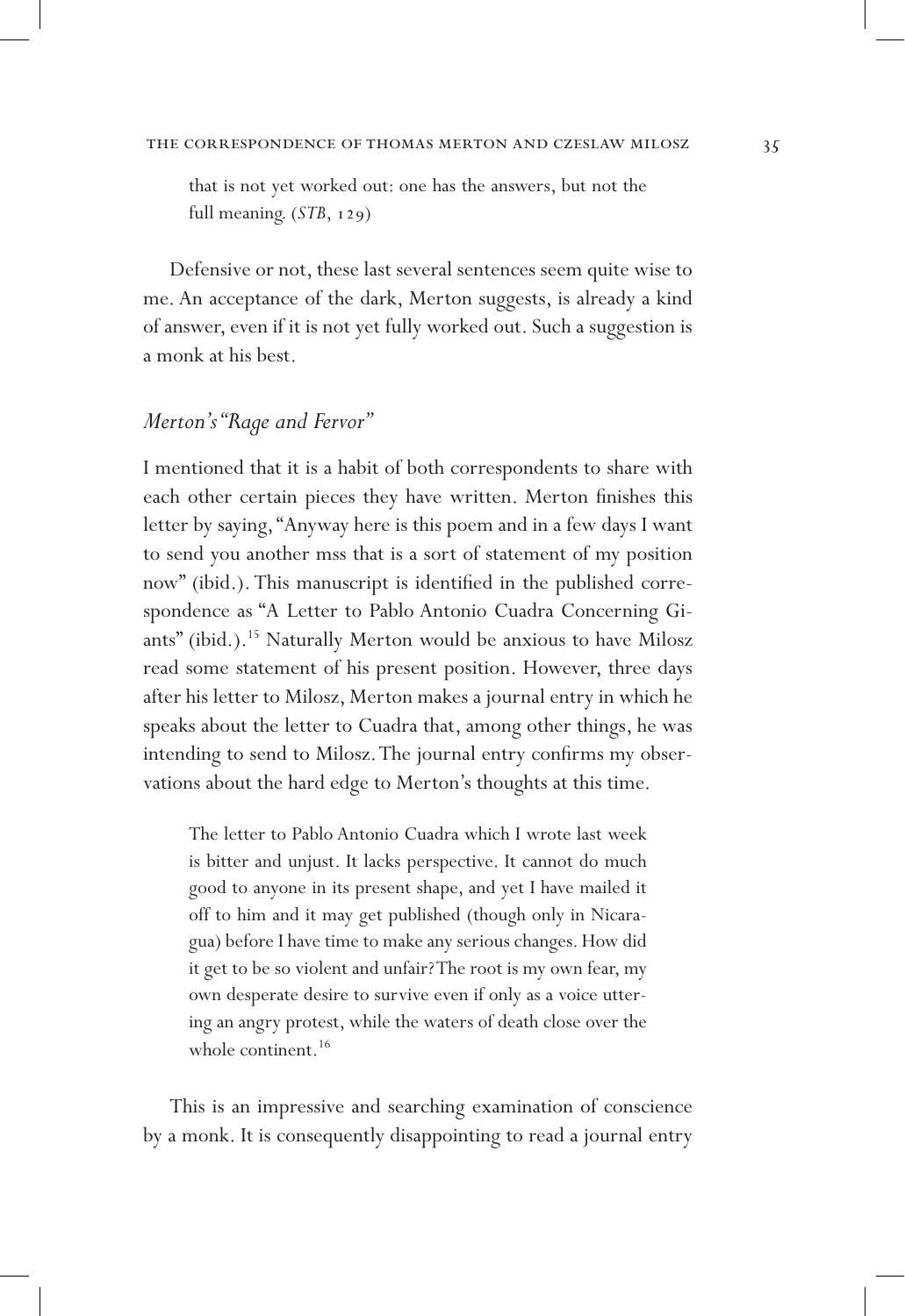> that is not yet worked out: one has the answers, but not the full meaning. (*STB*, 129)

Defensive or not, these last several sentences seem quite wise to me. An acceptance of the dark, Merton suggests, is already a kind of answer, even if it is not yet fully worked out. Such a suggestion is a monk at his best.

### *Merton's "Rage and Fervor"*

I mentioned that it is a habit of both correspondents to share with each other certain pieces they have written. Merton finishes this letter by saying, "Anyway here is this poem and in a few days I want to send you another mss that is a sort of statement of my position now" (ibid.). This manuscript is identified in the published correspondence as "A Letter to Pablo Antonio Cuadra Concerning Giants" (ibid.).[15] Naturally Merton would be anxious to have Milosz read some statement of his present position. However, three days after his letter to Milosz, Merton makes a journal entry in which he speaks about the letter to Cuadra that, among other things, he was intending to send to Milosz. The journal entry confirms my observations about the hard edge to Merton's thoughts at this time.

> The letter to Pablo Antonio Cuadra which I wrote last week is bitter and unjust. It lacks perspective. It cannot do much good to anyone in its present shape, and yet I have mailed it off to him and it may get published (though only in Nicaragua) before I have time to make any serious changes. How did it get to be so violent and unfair? The root is my own fear, my own desperate desire to survive even if only as a voice uttering an angry protest, while the waters of death close over the whole continent.[16]

This is an impressive and searching examination of conscience by a monk. It is consequently disappointing to read a journal entry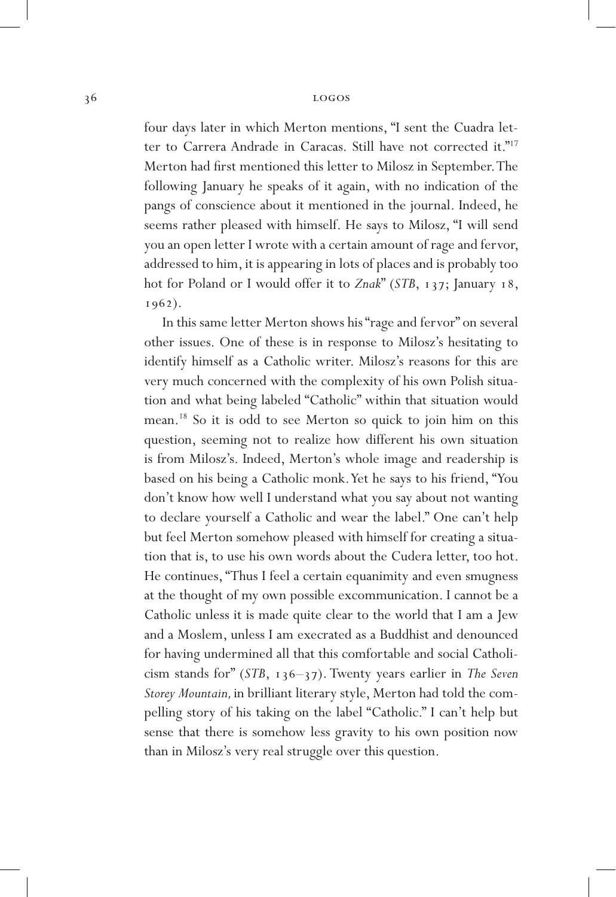four days later in which Merton mentions, "I sent the Cuadra letter to Carrera Andrade in Caracas. Still have not corrected it."[17] Merton had first mentioned this letter to Milosz in September. The following January he speaks of it again, with no indication of the pangs of conscience about it mentioned in the journal. Indeed, he seems rather pleased with himself. He says to Milosz, "I will send you an open letter I wrote with a certain amount of rage and fervor, addressed to him, it is appearing in lots of places and is probably too hot for Poland or I would offer it to *Znak*" (*STB*, 137; January 18, 1962).

In this same letter Merton shows his "rage and fervor" on several other issues. One of these is in response to Milosz's hesitating to identify himself as a Catholic writer. Milosz's reasons for this are very much concerned with the complexity of his own Polish situation and what being labeled "Catholic" within that situation would mean.[18] So it is odd to see Merton so quick to join him on this question, seeming not to realize how different his own situation is from Milosz's. Indeed, Merton's whole image and readership is based on his being a Catholic monk. Yet he says to his friend, "You don't know how well I understand what you say about not wanting to declare yourself a Catholic and wear the label." One can't help but feel Merton somehow pleased with himself for creating a situation that is, to use his own words about the Cudera letter, too hot. He continues, "Thus I feel a certain equanimity and even smugness at the thought of my own possible excommunication. I cannot be a Catholic unless it is made quite clear to the world that I am a Jew and a Moslem, unless I am execrated as a Buddhist and denounced for having undermined all that this comfortable and social Catholicism stands for" (*STB*, 136–37). Twenty years earlier in *The Seven Storey Mountain,* in brilliant literary style, Merton had told the compelling story of his taking on the label "Catholic." I can't help but sense that there is somehow less gravity to his own position now than in Milosz's very real struggle over this question.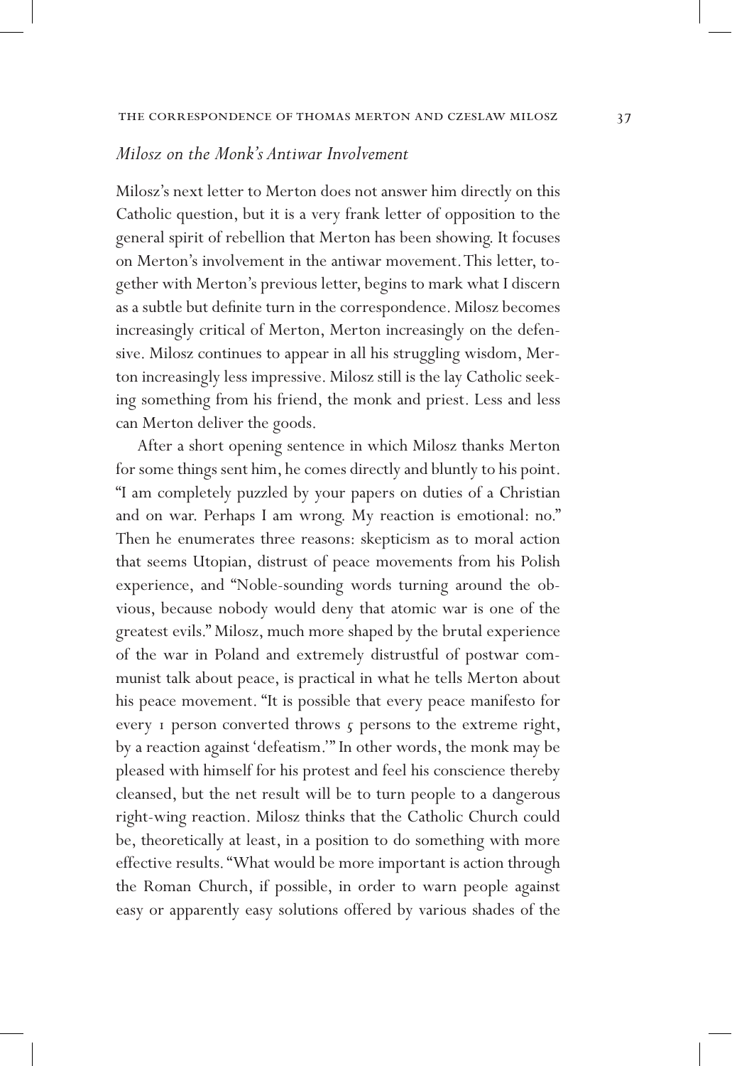### *Milosz on the Monk's Antiwar Involvement*

Milosz's next letter to Merton does not answer him directly on this Catholic question, but it is a very frank letter of opposition to the general spirit of rebellion that Merton has been showing. It focuses on Merton's involvement in the antiwar movement. This letter, together with Merton's previous letter, begins to mark what I discern as a subtle but definite turn in the correspondence. Milosz becomes increasingly critical of Merton, Merton increasingly on the defensive. Milosz continues to appear in all his struggling wisdom, Merton increasingly less impressive. Milosz still is the lay Catholic seeking something from his friend, the monk and priest. Less and less can Merton deliver the goods.

After a short opening sentence in which Milosz thanks Merton for some things sent him, he comes directly and bluntly to his point. "I am completely puzzled by your papers on duties of a Christian and on war. Perhaps I am wrong. My reaction is emotional: no." Then he enumerates three reasons: skepticism as to moral action that seems Utopian, distrust of peace movements from his Polish experience, and "Noble-sounding words turning around the obvious, because nobody would deny that atomic war is one of the greatest evils." Milosz, much more shaped by the brutal experience of the war in Poland and extremely distrustful of postwar communist talk about peace, is practical in what he tells Merton about his peace movement. "It is possible that every peace manifesto for every 1 person converted throws 5 persons to the extreme right, by a reaction against 'defeatism.'" In other words, the monk may be pleased with himself for his protest and feel his conscience thereby cleansed, but the net result will be to turn people to a dangerous right-wing reaction. Milosz thinks that the Catholic Church could be, theoretically at least, in a position to do something with more effective results. "What would be more important is action through the Roman Church, if possible, in order to warn people against easy or apparently easy solutions offered by various shades of the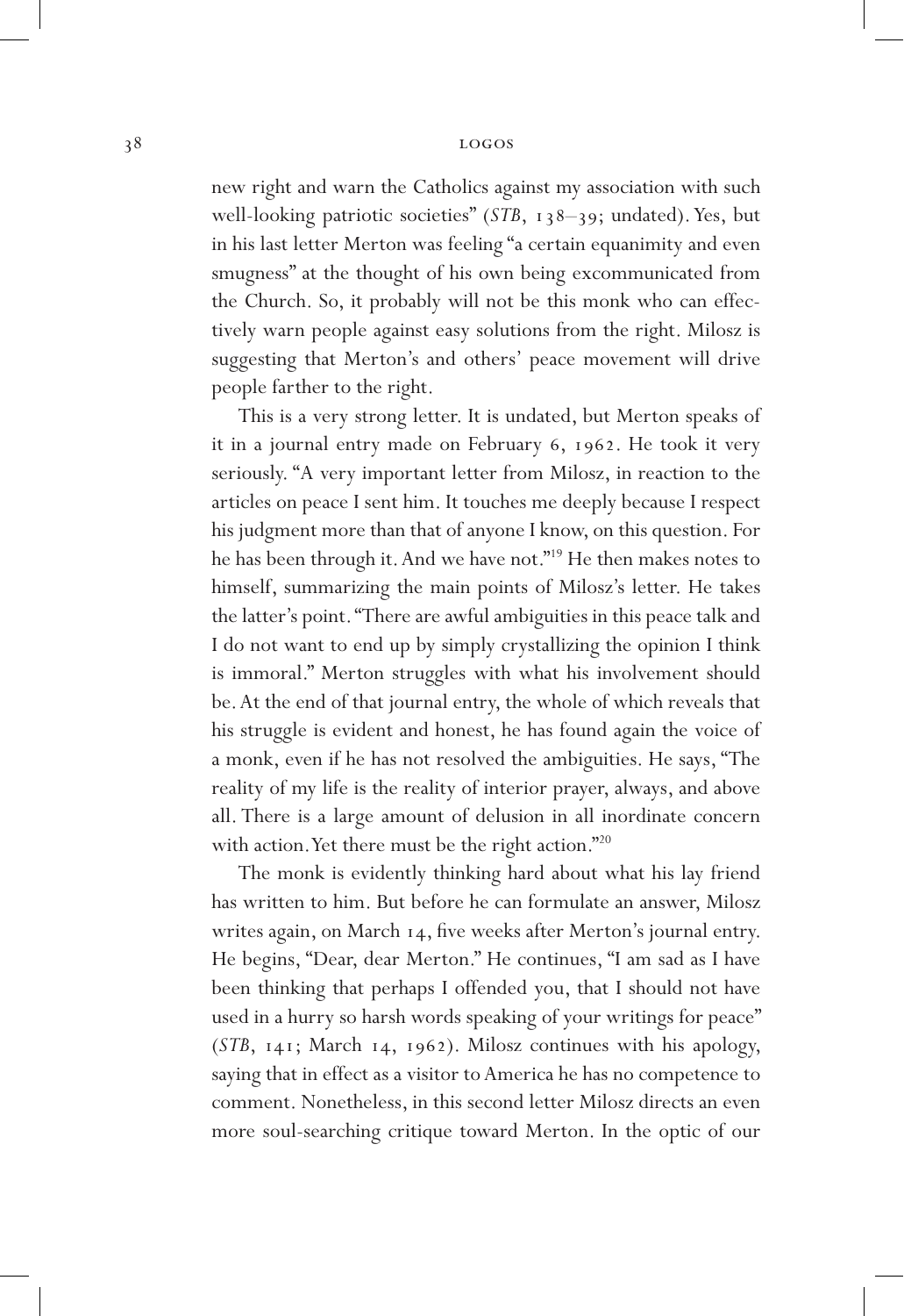new right and warn the Catholics against my association with such well-looking patriotic societies" (*STB*, 138–39; undated). Yes, but in his last letter Merton was feeling "a certain equanimity and even smugness" at the thought of his own being excommunicated from the Church. So, it probably will not be this monk who can effectively warn people against easy solutions from the right. Milosz is suggesting that Merton's and others' peace movement will drive people farther to the right.

This is a very strong letter. It is undated, but Merton speaks of it in a journal entry made on February 6, 1962. He took it very seriously. "A very important letter from Milosz, in reaction to the articles on peace I sent him. It touches me deeply because I respect his judgment more than that of anyone I know, on this question. For he has been through it. And we have not."[19] He then makes notes to himself, summarizing the main points of Milosz's letter. He takes the latter's point. "There are awful ambiguities in this peace talk and I do not want to end up by simply crystallizing the opinion I think is immoral." Merton struggles with what his involvement should be. At the end of that journal entry, the whole of which reveals that his struggle is evident and honest, he has found again the voice of a monk, even if he has not resolved the ambiguities. He says, "The reality of my life is the reality of interior prayer, always, and above all. There is a large amount of delusion in all inordinate concern with action. Yet there must be the right action."[20]

The monk is evidently thinking hard about what his lay friend has written to him. But before he can formulate an answer, Milosz writes again, on March 14, five weeks after Merton's journal entry. He begins, "Dear, dear Merton." He continues, "I am sad as I have been thinking that perhaps I offended you, that I should not have used in a hurry so harsh words speaking of your writings for peace" (*STB*, 141; March 14, 1962). Milosz continues with his apology, saying that in effect as a visitor to America he has no competence to comment. Nonetheless, in this second letter Milosz directs an even more soul-searching critique toward Merton. In the optic of our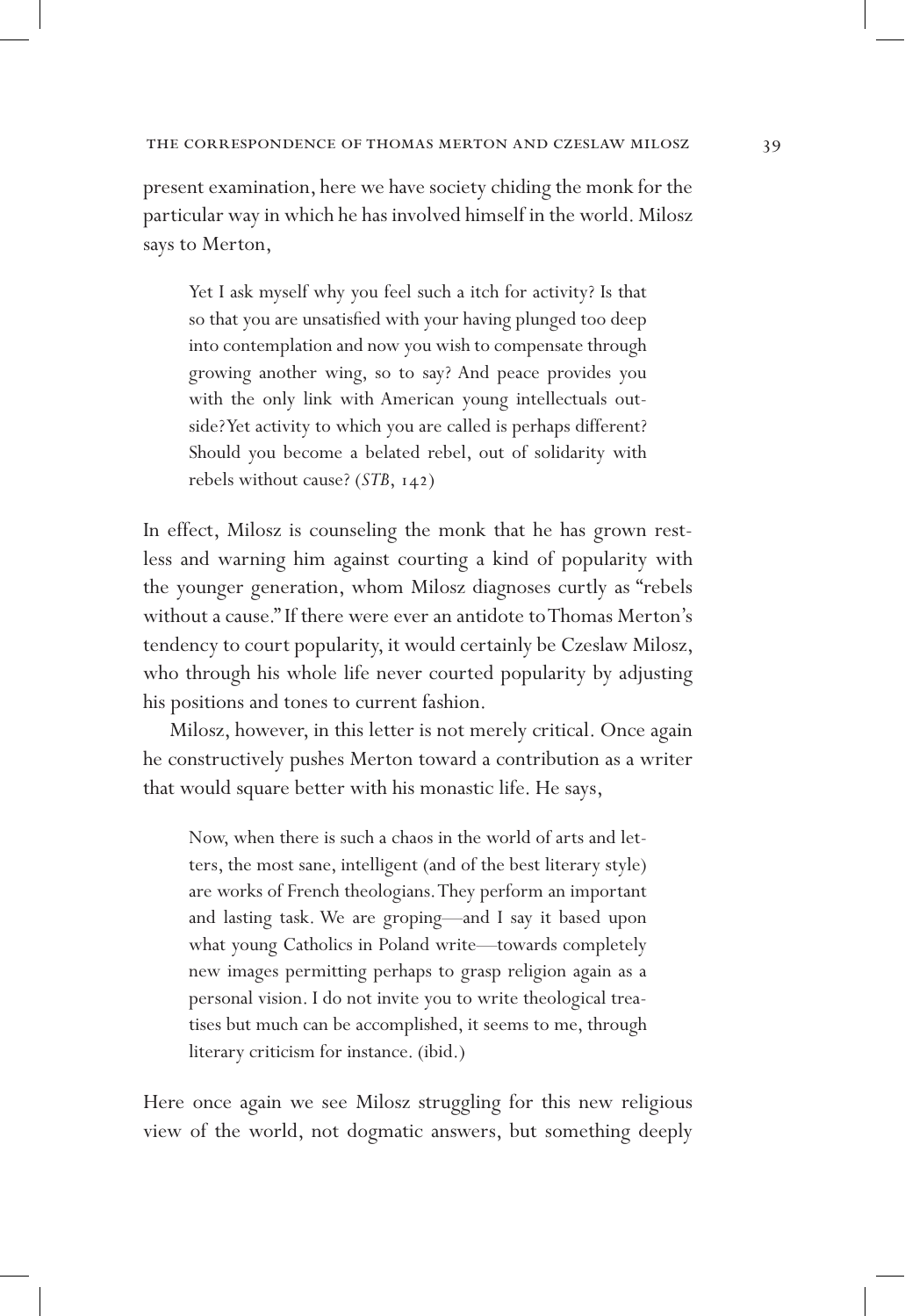present examination, here we have society chiding the monk for the particular way in which he has involved himself in the world. Milosz says to Merton,

> Yet I ask myself why you feel such a itch for activity? Is that so that you are unsatisfied with your having plunged too deep into contemplation and now you wish to compensate through growing another wing, so to say? And peace provides you with the only link with American young intellectuals outside? Yet activity to which you are called is perhaps different? Should you become a belated rebel, out of solidarity with rebels without cause? (*STB*, 142)

In effect, Milosz is counseling the monk that he has grown restless and warning him against courting a kind of popularity with the younger generation, whom Milosz diagnoses curtly as "rebels without a cause." If there were ever an antidote to Thomas Merton's tendency to court popularity, it would certainly be Czeslaw Milosz, who through his whole life never courted popularity by adjusting his positions and tones to current fashion.

Milosz, however, in this letter is not merely critical. Once again he constructively pushes Merton toward a contribution as a writer that would square better with his monastic life. He says,

> Now, when there is such a chaos in the world of arts and letters, the most sane, intelligent (and of the best literary style) are works of French theologians. They perform an important and lasting task. We are groping—and I say it based upon what young Catholics in Poland write—towards completely new images permitting perhaps to grasp religion again as a personal vision. I do not invite you to write theological treatises but much can be accomplished, it seems to me, through literary criticism for instance. (ibid.)

Here once again we see Milosz struggling for this new religious view of the world, not dogmatic answers, but something deeply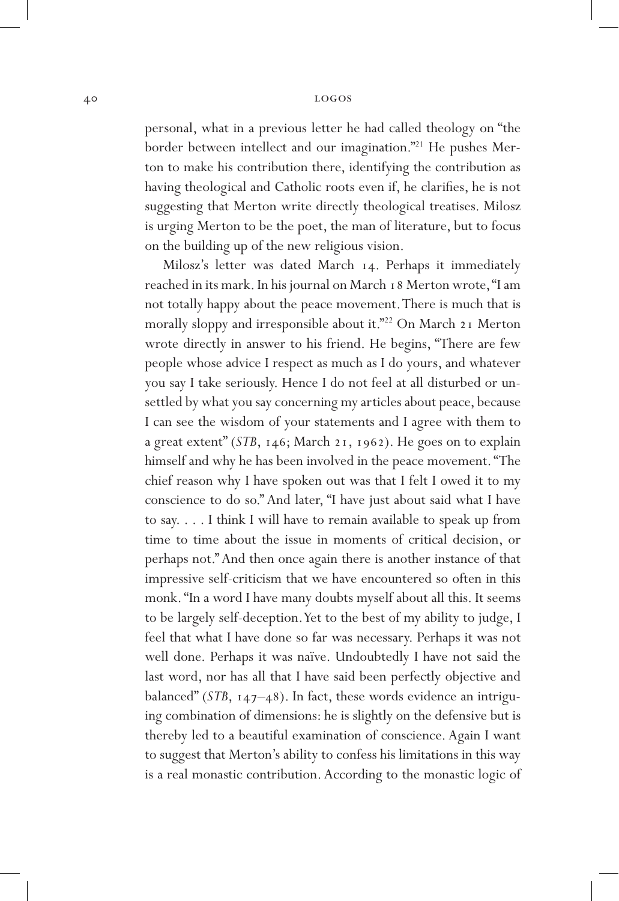personal, what in a previous letter he had called theology on "the border between intellect and our imagination."[21] He pushes Merton to make his contribution there, identifying the contribution as having theological and Catholic roots even if, he clarifies, he is not suggesting that Merton write directly theological treatises. Milosz is urging Merton to be the poet, the man of literature, but to focus on the building up of the new religious vision.

Milosz's letter was dated March 14. Perhaps it immediately reached in its mark. In his journal on March 18 Merton wrote, "I am not totally happy about the peace movement. There is much that is morally sloppy and irresponsible about it."[22] On March 21 Merton wrote directly in answer to his friend. He begins, "There are few people whose advice I respect as much as I do yours, and whatever you say I take seriously. Hence I do not feel at all disturbed or unsettled by what you say concerning my articles about peace, because I can see the wisdom of your statements and I agree with them to a great extent" (*STB*, 146; March 21, 1962). He goes on to explain himself and why he has been involved in the peace movement. "The chief reason why I have spoken out was that I felt I owed it to my conscience to do so." And later, "I have just about said what I have to say. . . . I think I will have to remain available to speak up from time to time about the issue in moments of critical decision, or perhaps not." And then once again there is another instance of that impressive self-criticism that we have encountered so often in this monk. "In a word I have many doubts myself about all this. It seems to be largely self-deception. Yet to the best of my ability to judge, I feel that what I have done so far was necessary. Perhaps it was not well done. Perhaps it was naïve. Undoubtedly I have not said the last word, nor has all that I have said been perfectly objective and balanced" (*STB*, 147–48). In fact, these words evidence an intriguing combination of dimensions: he is slightly on the defensive but is thereby led to a beautiful examination of conscience. Again I want to suggest that Merton's ability to confess his limitations in this way is a real monastic contribution. According to the monastic logic of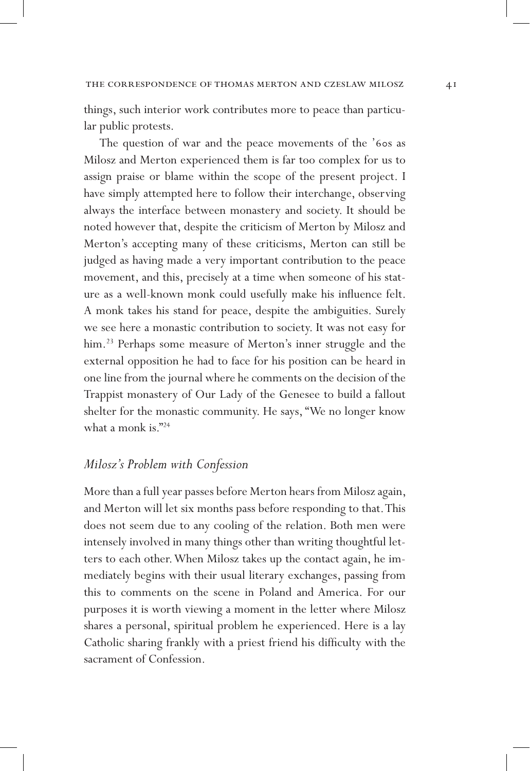things, such interior work contributes more to peace than particular public protests.

The question of war and the peace movements of the '60s as Milosz and Merton experienced them is far too complex for us to assign praise or blame within the scope of the present project. I have simply attempted here to follow their interchange, observing always the interface between monastery and society. It should be noted however that, despite the criticism of Merton by Milosz and Merton's accepting many of these criticisms, Merton can still be judged as having made a very important contribution to the peace movement, and this, precisely at a time when someone of his stature as a well-known monk could usefully make his influence felt. A monk takes his stand for peace, despite the ambiguities. Surely we see here a monastic contribution to society. It was not easy for him.[23] Perhaps some measure of Merton's inner struggle and the external opposition he had to face for his position can be heard in one line from the journal where he comments on the decision of the Trappist monastery of Our Lady of the Genesee to build a fallout shelter for the monastic community. He says, "We no longer know what a monk is."[24]

### *Milosz's Problem with Confession*

More than a full year passes before Merton hears from Milosz again, and Merton will let six months pass before responding to that. This does not seem due to any cooling of the relation. Both men were intensely involved in many things other than writing thoughtful letters to each other. When Milosz takes up the contact again, he immediately begins with their usual literary exchanges, passing from this to comments on the scene in Poland and America. For our purposes it is worth viewing a moment in the letter where Milosz shares a personal, spiritual problem he experienced. Here is a lay Catholic sharing frankly with a priest friend his difficulty with the sacrament of Confession.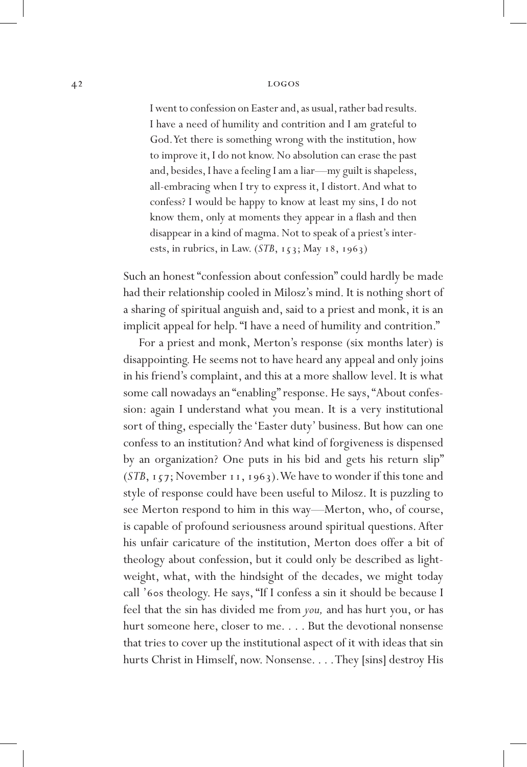> I went to confession on Easter and, as usual, rather bad results. I have a need of humility and contrition and I am grateful to God. Yet there is something wrong with the institution, how to improve it, I do not know. No absolution can erase the past and, besides, I have a feeling I am a liar—my guilt is shapeless, all-embracing when I try to express it, I distort. And what to confess? I would be happy to know at least my sins, I do not know them, only at moments they appear in a flash and then disappear in a kind of magma. Not to speak of a priest's interests, in rubrics, in Law. (*STB*, 153; May 18, 1963)

Such an honest "confession about confession" could hardly be made had their relationship cooled in Milosz's mind. It is nothing short of a sharing of spiritual anguish and, said to a priest and monk, it is an implicit appeal for help. "I have a need of humility and contrition."

For a priest and monk, Merton's response (six months later) is disappointing. He seems not to have heard any appeal and only joins in his friend's complaint, and this at a more shallow level. It is what some call nowadays an "enabling" response. He says, "About confession: again I understand what you mean. It is a very institutional sort of thing, especially the 'Easter duty' business. But how can one confess to an institution? And what kind of forgiveness is dispensed by an organization? One puts in his bid and gets his return slip" (*STB*, 157; November 11, 1963). We have to wonder if this tone and style of response could have been useful to Milosz. It is puzzling to see Merton respond to him in this way—Merton, who, of course, is capable of profound seriousness around spiritual questions. After his unfair caricature of the institution, Merton does offer a bit of theology about confession, but it could only be described as lightweight, what, with the hindsight of the decades, we might today call '60s theology. He says, "If I confess a sin it should be because I feel that the sin has divided me from *you,* and has hurt you, or has hurt someone here, closer to me. . . . But the devotional nonsense that tries to cover up the institutional aspect of it with ideas that sin hurts Christ in Himself, now. Nonsense. . . . They [sins] destroy His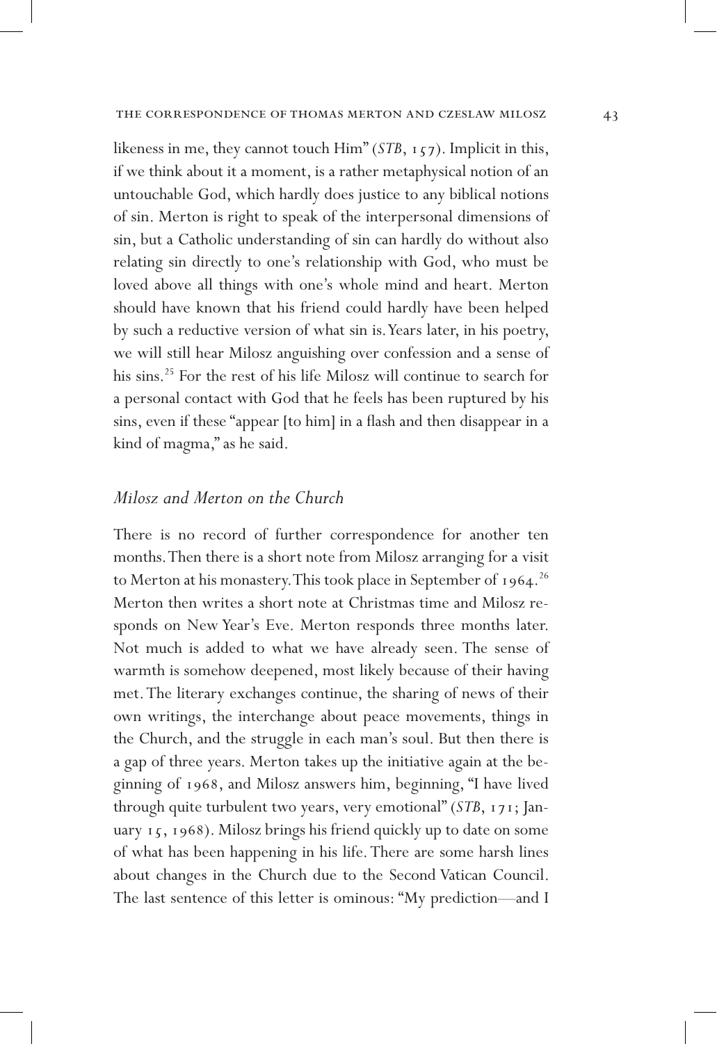likeness in me, they cannot touch Him" (*STB*, 157). Implicit in this, if we think about it a moment, is a rather metaphysical notion of an untouchable God, which hardly does justice to any biblical notions of sin. Merton is right to speak of the interpersonal dimensions of sin, but a Catholic understanding of sin can hardly do without also relating sin directly to one's relationship with God, who must be loved above all things with one's whole mind and heart. Merton should have known that his friend could hardly have been helped by such a reductive version of what sin is. Years later, in his poetry, we will still hear Milosz anguishing over confession and a sense of his sins.[25] For the rest of his life Milosz will continue to search for a personal contact with God that he feels has been ruptured by his sins, even if these "appear [to him] in a flash and then disappear in a kind of magma," as he said.

## *Milosz and Merton on the Church*

There is no record of further correspondence for another ten months. Then there is a short note from Milosz arranging for a visit to Merton at his monastery. This took place in September of 1964.[26] Merton then writes a short note at Christmas time and Milosz responds on New Year's Eve. Merton responds three months later. Not much is added to what we have already seen. The sense of warmth is somehow deepened, most likely because of their having met. The literary exchanges continue, the sharing of news of their own writings, the interchange about peace movements, things in the Church, and the struggle in each man's soul. But then there is a gap of three years. Merton takes up the initiative again at the beginning of 1968, and Milosz answers him, beginning, "I have lived through quite turbulent two years, very emotional" (*STB*, 171; January 15, 1968). Milosz brings his friend quickly up to date on some of what has been happening in his life. There are some harsh lines about changes in the Church due to the Second Vatican Council. The last sentence of this letter is ominous: "My prediction—and I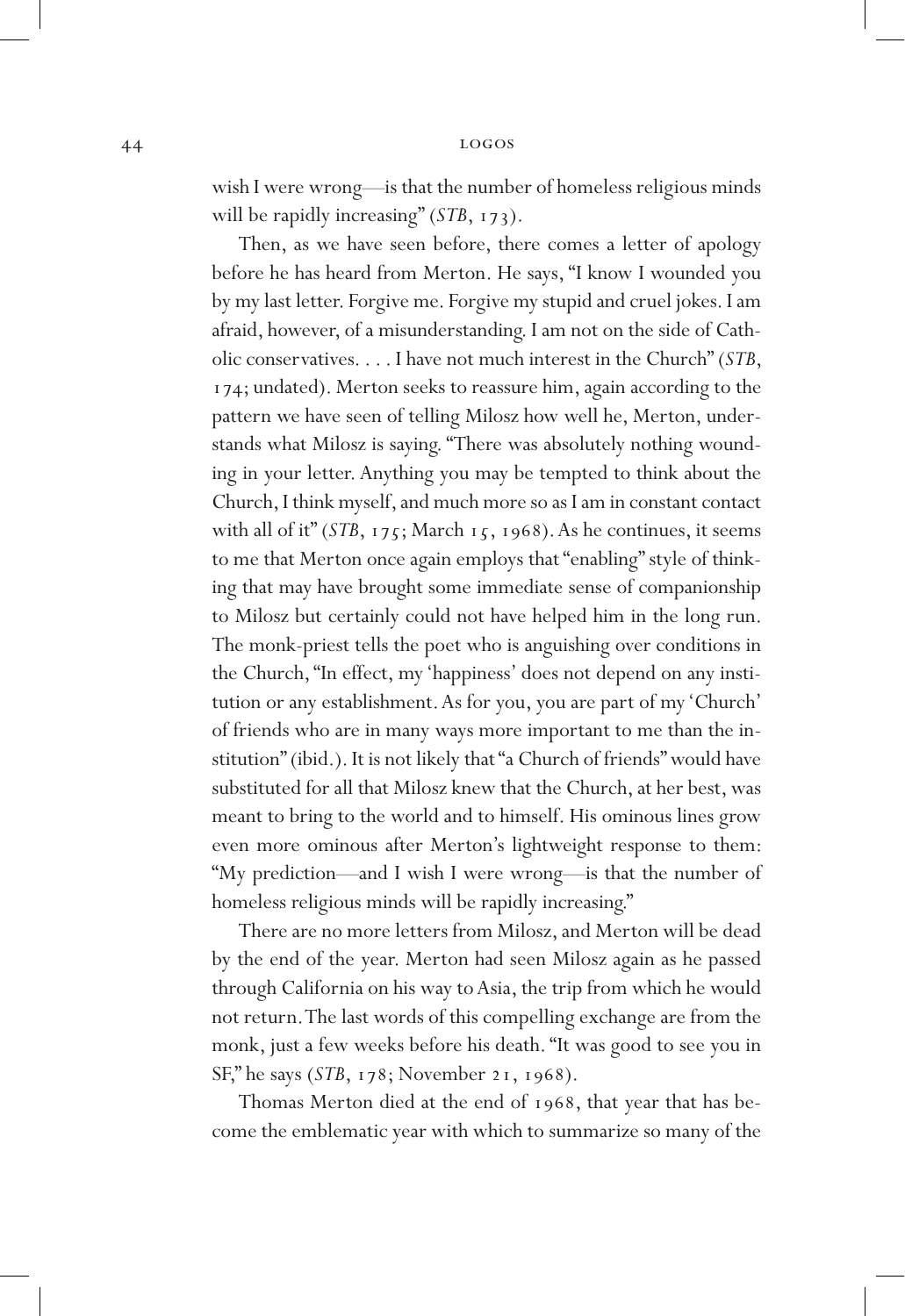wish I were wrong—is that the number of homeless religious minds will be rapidly increasing" (*STB*, 173).

Then, as we have seen before, there comes a letter of apology before he has heard from Merton. He says, "I know I wounded you by my last letter. Forgive me. Forgive my stupid and cruel jokes. I am afraid, however, of a misunderstanding. I am not on the side of Catholic conservatives. . . . I have not much interest in the Church" (*STB*, 174; undated). Merton seeks to reassure him, again according to the pattern we have seen of telling Milosz how well he, Merton, understands what Milosz is saying. "There was absolutely nothing wounding in your letter. Anything you may be tempted to think about the Church, I think myself, and much more so as I am in constant contact with all of it" (*STB*, 175; March 15, 1968). As he continues, it seems to me that Merton once again employs that "enabling" style of thinking that may have brought some immediate sense of companionship to Milosz but certainly could not have helped him in the long run. The monk-priest tells the poet who is anguishing over conditions in the Church, "In effect, my 'happiness' does not depend on any institution or any establishment. As for you, you are part of my 'Church' of friends who are in many ways more important to me than the institution" (ibid.). It is not likely that "a Church of friends" would have substituted for all that Milosz knew that the Church, at her best, was meant to bring to the world and to himself. His ominous lines grow even more ominous after Merton's lightweight response to them: "My prediction—and I wish I were wrong—is that the number of homeless religious minds will be rapidly increasing."

There are no more letters from Milosz, and Merton will be dead by the end of the year. Merton had seen Milosz again as he passed through California on his way to Asia, the trip from which he would not return. The last words of this compelling exchange are from the monk, just a few weeks before his death. "It was good to see you in SF," he says (*STB*, 178; November 21, 1968).

Thomas Merton died at the end of 1968, that year that has become the emblematic year with which to summarize so many of the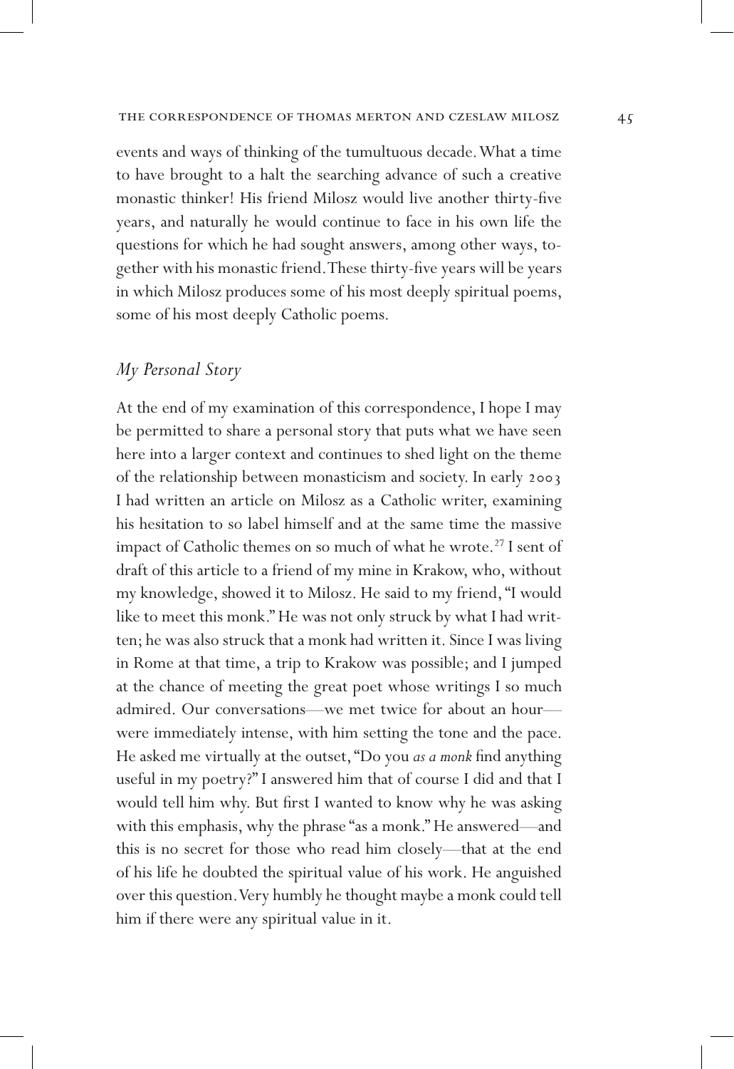events and ways of thinking of the tumultuous decade. What a time to have brought to a halt the searching advance of such a creative monastic thinker! His friend Milosz would live another thirty-five years, and naturally he would continue to face in his own life the questions for which he had sought answers, among other ways, together with his monastic friend. These thirty-five years will be years in which Milosz produces some of his most deeply spiritual poems, some of his most deeply Catholic poems.

## *My Personal Story*

At the end of my examination of this correspondence, I hope I may be permitted to share a personal story that puts what we have seen here into a larger context and continues to shed light on the theme of the relationship between monasticism and society. In early 2003 I had written an article on Milosz as a Catholic writer, examining his hesitation to so label himself and at the same time the massive impact of Catholic themes on so much of what he wrote.[27] I sent of draft of this article to a friend of my mine in Krakow, who, without my knowledge, showed it to Milosz. He said to my friend, "I would like to meet this monk." He was not only struck by what I had written; he was also struck that a monk had written it. Since I was living in Rome at that time, a trip to Krakow was possible; and I jumped at the chance of meeting the great poet whose writings I so much admired. Our conversations—we met twice for about an hour—were immediately intense, with him setting the tone and the pace. He asked me virtually at the outset, "Do you *as a monk* find anything useful in my poetry?" I answered him that of course I did and that I would tell him why. But first I wanted to know why he was asking with this emphasis, why the phrase "as a monk." He answered—and this is no secret for those who read him closely—that at the end of his life he doubted the spiritual value of his work. He anguished over this question. Very humbly he thought maybe a monk could tell him if there were any spiritual value in it.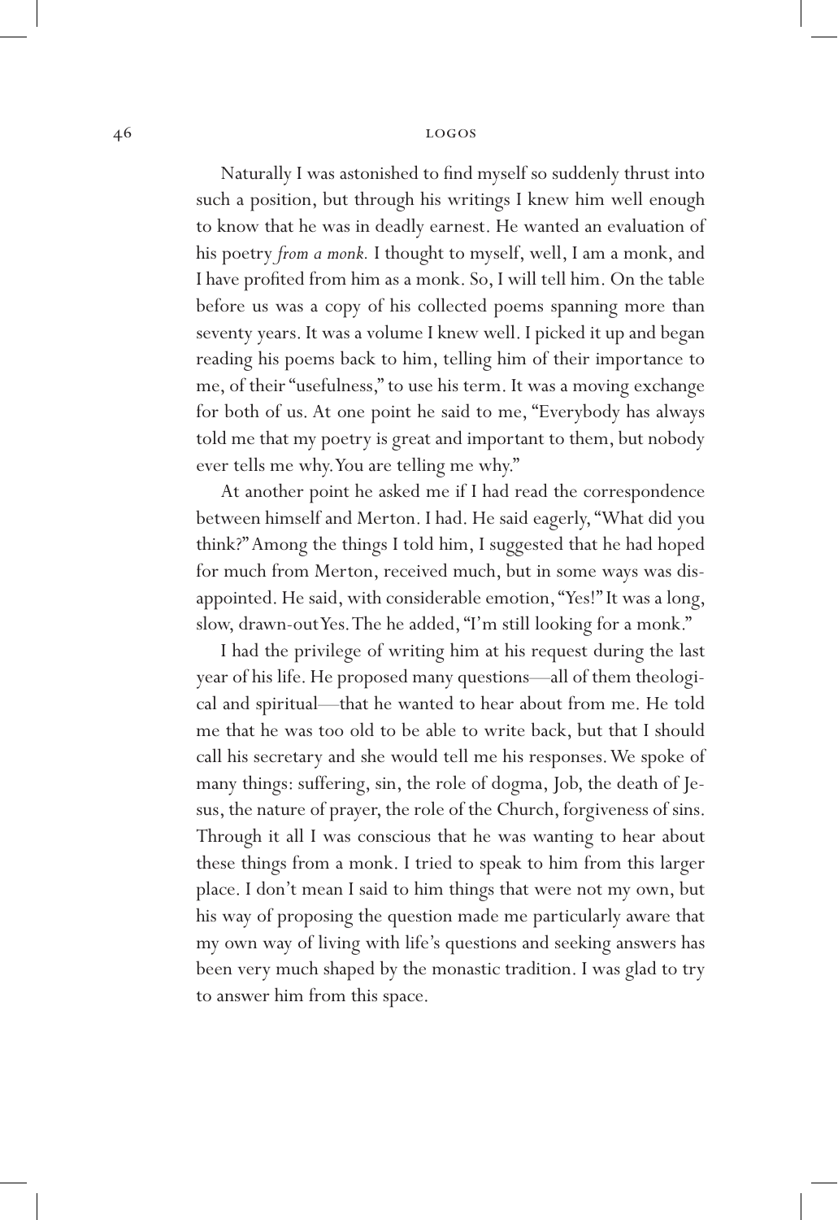Naturally I was astonished to find myself so suddenly thrust into such a position, but through his writings I knew him well enough to know that he was in deadly earnest. He wanted an evaluation of his poetry *from a monk.* I thought to myself, well, I am a monk, and I have profited from him as a monk. So, I will tell him. On the table before us was a copy of his collected poems spanning more than seventy years. It was a volume I knew well. I picked it up and began reading his poems back to him, telling him of their importance to me, of their "usefulness," to use his term. It was a moving exchange for both of us. At one point he said to me, "Everybody has always told me that my poetry is great and important to them, but nobody ever tells me why. You are telling me why."

At another point he asked me if I had read the correspondence between himself and Merton. I had. He said eagerly, "What did you think?" Among the things I told him, I suggested that he had hoped for much from Merton, received much, but in some ways was disappointed. He said, with considerable emotion, "Yes!" It was a long, slow, drawn-out Yes. The he added, "I'm still looking for a monk."

I had the privilege of writing him at his request during the last year of his life. He proposed many questions—all of them theological and spiritual—that he wanted to hear about from me. He told me that he was too old to be able to write back, but that I should call his secretary and she would tell me his responses. We spoke of many things: suffering, sin, the role of dogma, Job, the death of Jesus, the nature of prayer, the role of the Church, forgiveness of sins. Through it all I was conscious that he was wanting to hear about these things from a monk. I tried to speak to him from this larger place. I don't mean I said to him things that were not my own, but his way of proposing the question made me particularly aware that my own way of living with life's questions and seeking answers has been very much shaped by the monastic tradition. I was glad to try to answer him from this space.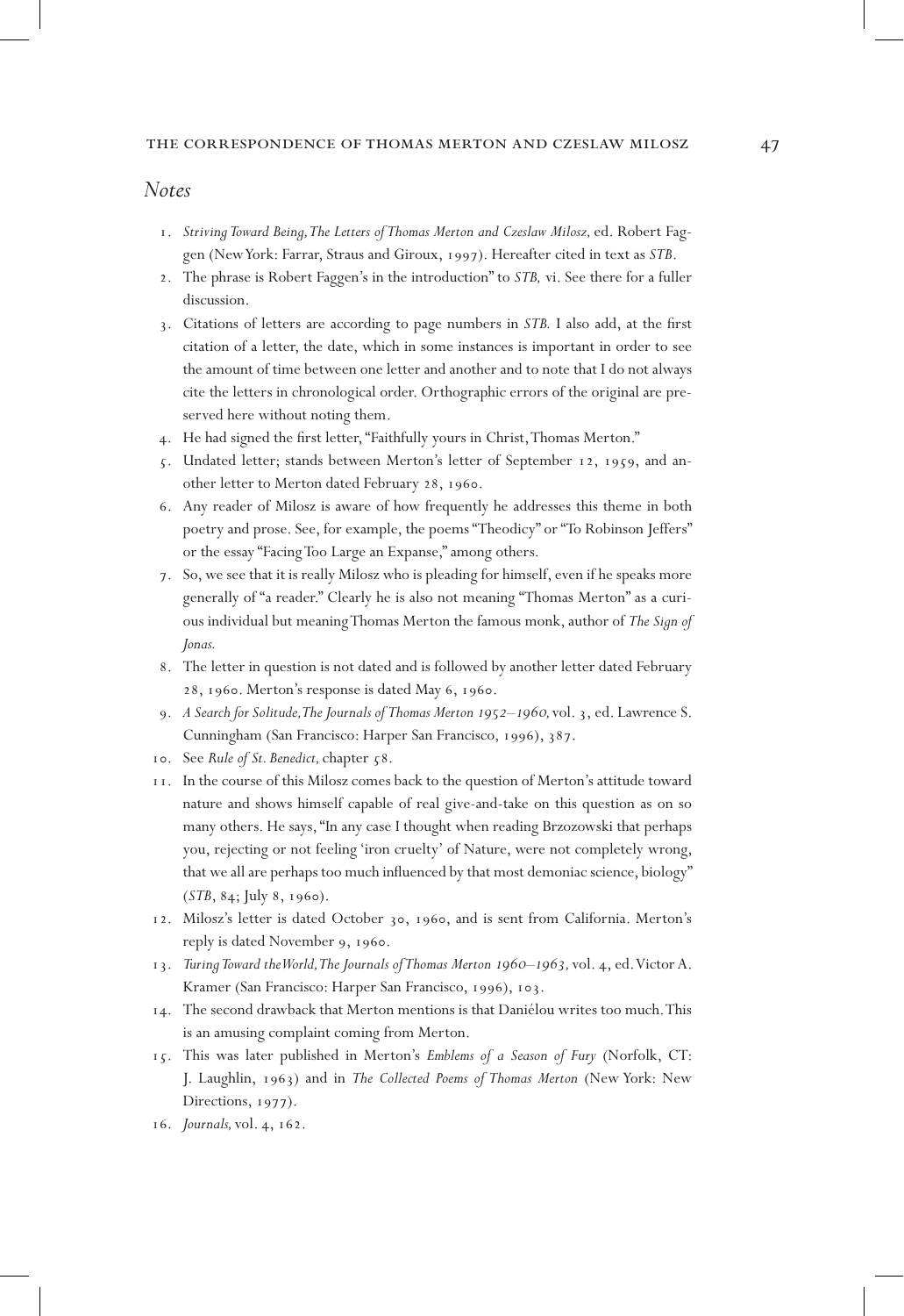## *Notes*

1. *Striving Toward Being, The Letters of Thomas Merton and Czeslaw Milosz,* ed. Robert Faggen (New York: Farrar, Straus and Giroux, 1997). Hereafter cited in text as *STB*.
2. The phrase is Robert Faggen's in the introduction" to *STB,* vi. See there for a fuller discussion.
3. Citations of letters are according to page numbers in *STB.* I also add, at the first citation of a letter, the date, which in some instances is important in order to see the amount of time between one letter and another and to note that I do not always cite the letters in chronological order. Orthographic errors of the original are preserved here without noting them.
4. He had signed the first letter, "Faithfully yours in Christ, Thomas Merton."
5. Undated letter; stands between Merton's letter of September 12, 1959, and another letter to Merton dated February 28, 1960.
6. Any reader of Milosz is aware of how frequently he addresses this theme in both poetry and prose. See, for example, the poems "Theodicy" or "To Robinson Jeffers" or the essay "Facing Too Large an Expanse," among others.
7. So, we see that it is really Milosz who is pleading for himself, even if he speaks more generally of "a reader." Clearly he is also not meaning "Thomas Merton" as a curious individual but meaning Thomas Merton the famous monk, author of *The Sign of Jonas.*
8. The letter in question is not dated and is followed by another letter dated February 28, 1960. Merton's response is dated May 6, 1960.
9. *A Search for Solitude, The Journals of Thomas Merton 1952–1960,* vol. 3, ed. Lawrence S. Cunningham (San Francisco: Harper San Francisco, 1996), 387.
10. See *Rule of St. Benedict,* chapter 58.
11. In the course of this Milosz comes back to the question of Merton's attitude toward nature and shows himself capable of real give-and-take on this question as on so many others. He says, "In any case I thought when reading Brzozowski that perhaps you, rejecting or not feeling 'iron cruelty' of Nature, were not completely wrong, that we all are perhaps too much influenced by that most demoniac science, biology" (*STB*, 84; July 8, 1960).
12. Milosz's letter is dated October 30, 1960, and is sent from California. Merton's reply is dated November 9, 1960.
13. *Turing Toward the World, The Journals of Thomas Merton 1960–1963,* vol. 4, ed. Victor A. Kramer (San Francisco: Harper San Francisco, 1996), 103.
14. The second drawback that Merton mentions is that Daniélou writes too much. This is an amusing complaint coming from Merton.
15. This was later published in Merton's *Emblems of a Season of Fury* (Norfolk, CT: J. Laughlin, 1963) and in *The Collected Poems of Thomas Merton* (New York: New Directions, 1977).
16. *Journals,* vol. 4, 162.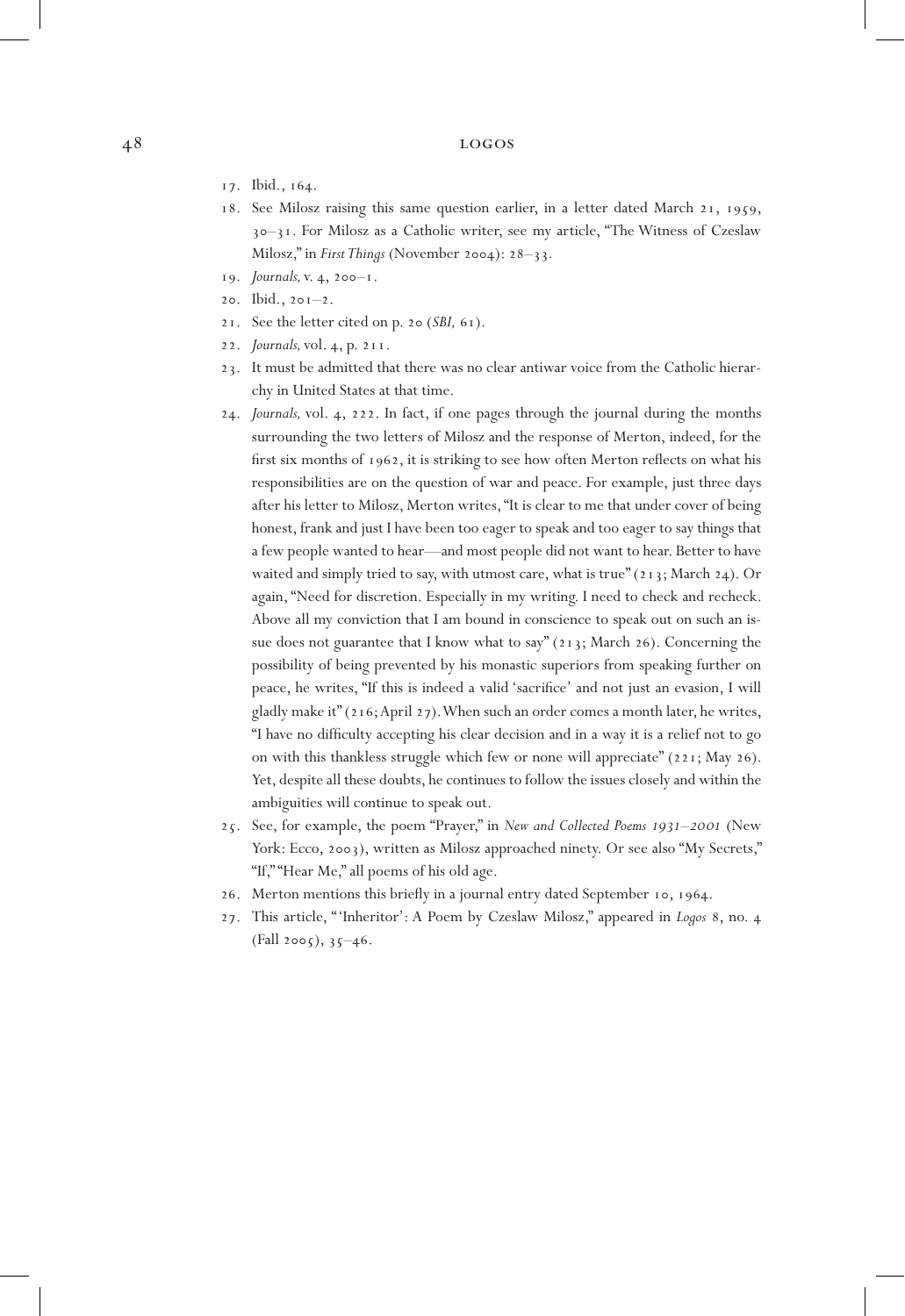17. Ibid., 164.
18. See Milosz raising this same question earlier, in a letter dated March 21, 1959, 30–31. For Milosz as a Catholic writer, see my article, "The Witness of Czeslaw Milosz," in *First Things* (November 2004): 28–33.
19. *Journals,* v. 4, 200–1.
20. Ibid., 201–2.
21. See the letter cited on p. 20 (*SBI,* 61).
22. *Journals,* vol. 4, p. 211.
23. It must be admitted that there was no clear antiwar voice from the Catholic hierarchy in United States at that time.
24. *Journals,* vol. 4, 222. In fact, if one pages through the journal during the months surrounding the two letters of Milosz and the response of Merton, indeed, for the first six months of 1962, it is striking to see how often Merton reflects on what his responsibilities are on the question of war and peace. For example, just three days after his letter to Milosz, Merton writes, "It is clear to me that under cover of being honest, frank and just I have been too eager to speak and too eager to say things that a few people wanted to hear—and most people did not want to hear. Better to have waited and simply tried to say, with utmost care, what is true" (213; March 24). Or again, "Need for discretion. Especially in my writing. I need to check and recheck. Above all my conviction that I am bound in conscience to speak out on such an issue does not guarantee that I know what to say" (213; March 26). Concerning the possibility of being prevented by his monastic superiors from speaking further on peace, he writes, "If this is indeed a valid 'sacrifice' and not just an evasion, I will gladly make it" (216; April 27). When such an order comes a month later, he writes, "I have no difficulty accepting his clear decision and in a way it is a relief not to go on with this thankless struggle which few or none will appreciate" (221; May 26). Yet, despite all these doubts, he continues to follow the issues closely and within the ambiguities will continue to speak out.
25. See, for example, the poem "Prayer," in *New and Collected Poems 1931–2001* (New York: Ecco, 2003), written as Milosz approached ninety. Or see also "My Secrets," "If," "Hear Me," all poems of his old age.
26. Merton mentions this briefly in a journal entry dated September 10, 1964.
27. This article, "'Inheritor': A Poem by Czeslaw Milosz," appeared in *Logos* 8, no. 4 (Fall 2005), 35–46.